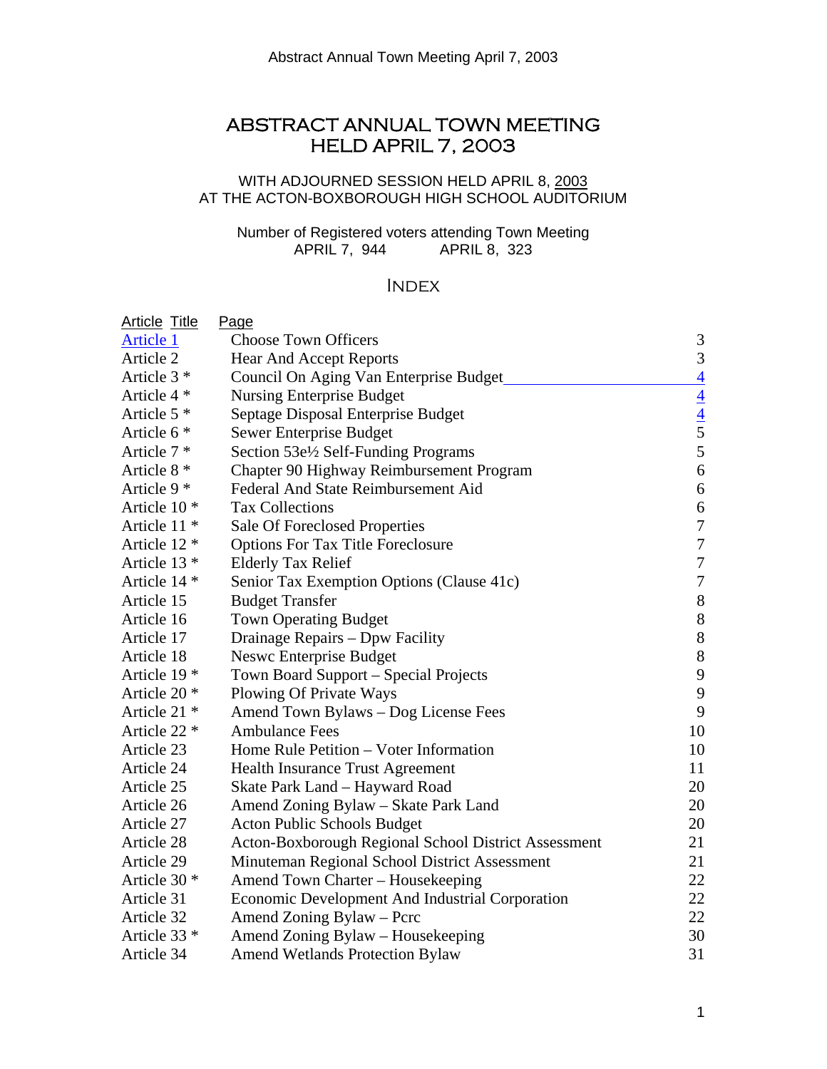# ABSTRACT ANNUAL TOWN MEETING HELD APRIL 7, 2003

WITH ADJOURNED SESSION HELD APRIL 8, 2003
AT THE ACTON-BOXBOROUGH HIGH SCHOOL AUDITORIUM

Number of Registered voters attending Town Meeting
APRIL 7, 944 APRIL 8, 323

## INDEX

| Article | Title | Page |
|---|---|---|
| Article 1 | Choose Town Officers | 3 |
| Article 2 | Hear And Accept Reports | 3 |
| Article 3 * | Council On Aging Van Enterprise Budget | 4 |
| Article 4 * | Nursing Enterprise Budget | 4 |
| Article 5 * | Septage Disposal Enterprise Budget | 4 |
| Article 6 * | Sewer Enterprise Budget | 5 |
| Article 7 * | Section 53e½ Self-Funding Programs | 5 |
| Article 8 * | Chapter 90 Highway Reimbursement Program | 6 |
| Article 9 * | Federal And State Reimbursement Aid | 6 |
| Article 10 * | Tax Collections | 6 |
| Article 11 * | Sale Of Foreclosed Properties | 7 |
| Article 12 * | Options For Tax Title Foreclosure | 7 |
| Article 13 * | Elderly Tax Relief | 7 |
| Article 14 * | Senior Tax Exemption Options (Clause 41c) | 7 |
| Article 15 | Budget Transfer | 8 |
| Article 16 | Town Operating Budget | 8 |
| Article 17 | Drainage Repairs – Dpw Facility | 8 |
| Article 18 | Neswc Enterprise Budget | 8 |
| Article 19 * | Town Board Support – Special Projects | 9 |
| Article 20 * | Plowing Of Private Ways | 9 |
| Article 21 * | Amend Town Bylaws – Dog License Fees | 9 |
| Article 22 * | Ambulance Fees | 10 |
| Article 23 | Home Rule Petition – Voter Information | 10 |
| Article 24 | Health Insurance Trust Agreement | 11 |
| Article 25 | Skate Park Land – Hayward Road | 20 |
| Article 26 | Amend Zoning Bylaw – Skate Park Land | 20 |
| Article 27 | Acton Public Schools Budget | 20 |
| Article 28 | Acton-Boxborough Regional School District Assessment | 21 |
| Article 29 | Minuteman Regional School District Assessment | 21 |
| Article 30 * | Amend Town Charter – Housekeeping | 22 |
| Article 31 | Economic Development And Industrial Corporation | 22 |
| Article 32 | Amend Zoning Bylaw – Pcrc | 22 |
| Article 33 * | Amend Zoning Bylaw – Housekeeping | 30 |
| Article 34 | Amend Wetlands Protection Bylaw | 31 |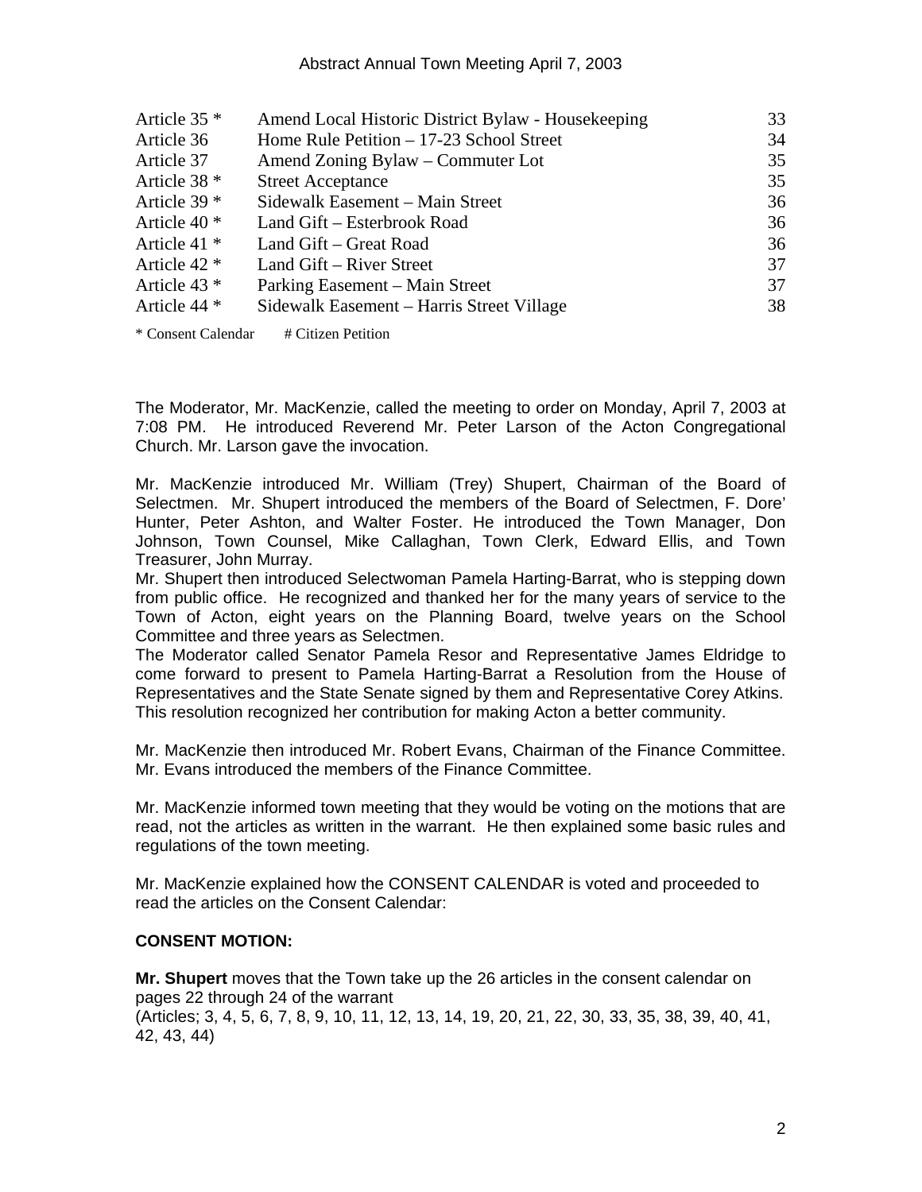| Article | Title | Page |
|---|---|---|
| Article 35 * | Amend Local Historic District Bylaw - Housekeeping | 33 |
| Article 36 | Home Rule Petition – 17-23 School Street | 34 |
| Article 37 | Amend Zoning Bylaw – Commuter Lot | 35 |
| Article 38 * | Street Acceptance | 35 |
| Article 39 * | Sidewalk Easement – Main Street | 36 |
| Article 40 * | Land Gift – Esterbrook Road | 36 |
| Article 41 * | Land Gift – Great Road | 36 |
| Article 42 * | Land Gift – River Street | 37 |
| Article 43 * | Parking Easement – Main Street | 37 |
| Article 44 * | Sidewalk Easement – Harris Street Village | 38 |

* Consent Calendar # Citizen Petition

The Moderator, Mr. MacKenzie, called the meeting to order on Monday, April 7, 2003 at 7:08 PM. He introduced Reverend Mr. Peter Larson of the Acton Congregational Church. Mr. Larson gave the invocation.

Mr. MacKenzie introduced Mr. William (Trey) Shupert, Chairman of the Board of Selectmen. Mr. Shupert introduced the members of the Board of Selectmen, F. Dore' Hunter, Peter Ashton, and Walter Foster. He introduced the Town Manager, Don Johnson, Town Counsel, Mike Callaghan, Town Clerk, Edward Ellis, and Town Treasurer, John Murray.

Mr. Shupert then introduced Selectwoman Pamela Harting-Barrat, who is stepping down from public office. He recognized and thanked her for the many years of service to the Town of Acton, eight years on the Planning Board, twelve years on the School Committee and three years as Selectmen.

The Moderator called Senator Pamela Resor and Representative James Eldridge to come forward to present to Pamela Harting-Barrat a Resolution from the House of Representatives and the State Senate signed by them and Representative Corey Atkins. This resolution recognized her contribution for making Acton a better community.

Mr. MacKenzie then introduced Mr. Robert Evans, Chairman of the Finance Committee. Mr. Evans introduced the members of the Finance Committee.

Mr. MacKenzie informed town meeting that they would be voting on the motions that are read, not the articles as written in the warrant. He then explained some basic rules and regulations of the town meeting.

Mr. MacKenzie explained how the CONSENT CALENDAR is voted and proceeded to read the articles on the Consent Calendar:

**CONSENT MOTION:**

**Mr. Shupert** moves that the Town take up the 26 articles in the consent calendar on pages 22 through 24 of the warrant
(Articles; 3, 4, 5, 6, 7, 8, 9, 10, 11, 12, 13, 14, 19, 20, 21, 22, 30, 33, 35, 38, 39, 40, 41, 42, 43, 44)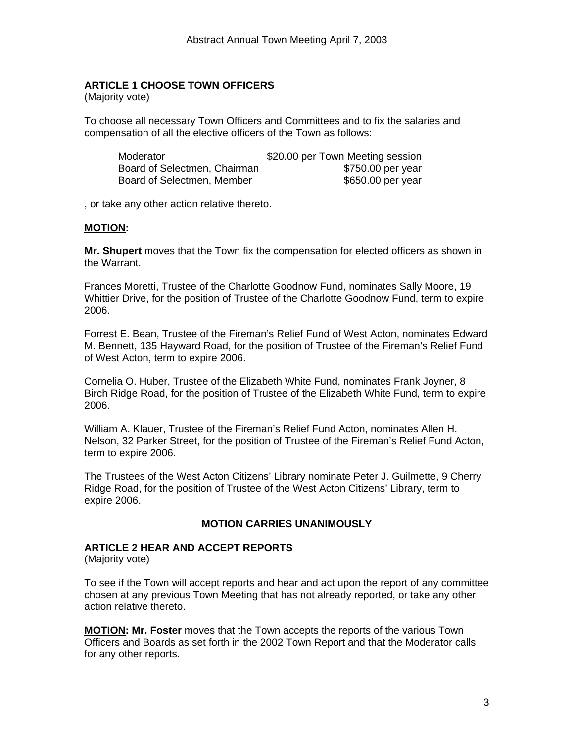## ARTICLE 1 CHOOSE TOWN OFFICERS

(Majority vote)

To choose all necessary Town Officers and Committees and to fix the salaries and compensation of all the elective officers of the Town as follows:

| | |
|---|---|
| Moderator | \$20.00 per Town Meeting session |
| Board of Selectmen, Chairman | \$750.00 per year |
| Board of Selectmen, Member | \$650.00 per year |

, or take any other action relative thereto.

**MOTION:**

**Mr. Shupert** moves that the Town fix the compensation for elected officers as shown in the Warrant.

Frances Moretti, Trustee of the Charlotte Goodnow Fund, nominates Sally Moore, 19 Whittier Drive, for the position of Trustee of the Charlotte Goodnow Fund, term to expire 2006.

Forrest E. Bean, Trustee of the Fireman's Relief Fund of West Acton, nominates Edward M. Bennett, 135 Hayward Road, for the position of Trustee of the Fireman's Relief Fund of West Acton, term to expire 2006.

Cornelia O. Huber, Trustee of the Elizabeth White Fund, nominates Frank Joyner, 8 Birch Ridge Road, for the position of Trustee of the Elizabeth White Fund, term to expire 2006.

William A. Klauer, Trustee of the Fireman's Relief Fund Acton, nominates Allen H. Nelson, 32 Parker Street, for the position of Trustee of the Fireman's Relief Fund Acton, term to expire 2006.

The Trustees of the West Acton Citizens' Library nominate Peter J. Guilmette, 9 Cherry Ridge Road, for the position of Trustee of the West Acton Citizens' Library, term to expire 2006.

**MOTION CARRIES UNANIMOUSLY**

## ARTICLE 2 HEAR AND ACCEPT REPORTS

(Majority vote)

To see if the Town will accept reports and hear and act upon the report of any committee chosen at any previous Town Meeting that has not already reported, or take any other action relative thereto.

**MOTION: Mr. Foster** moves that the Town accepts the reports of the various Town Officers and Boards as set forth in the 2002 Town Report and that the Moderator calls for any other reports.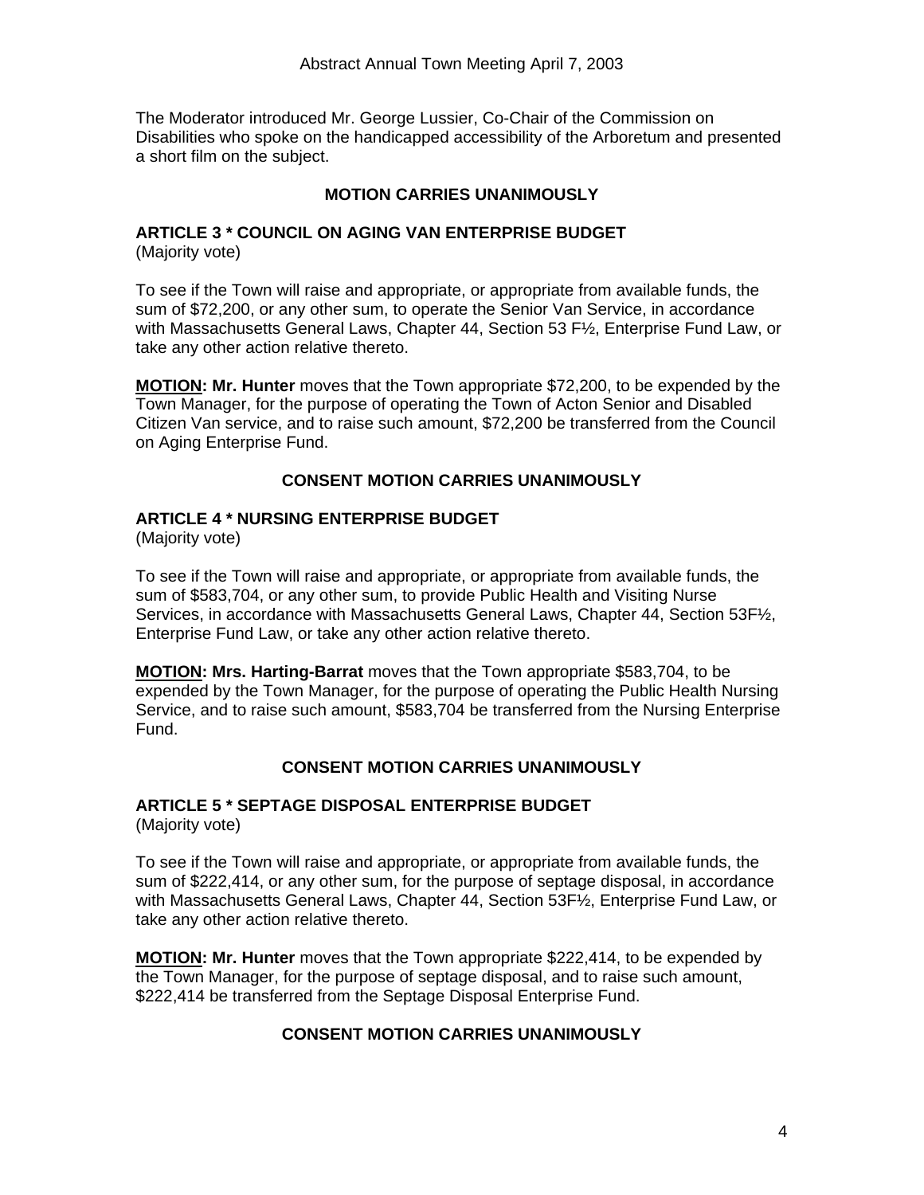The Moderator introduced Mr. George Lussier, Co-Chair of the Commission on Disabilities who spoke on the handicapped accessibility of the Arboretum and presented a short film on the subject.

**MOTION CARRIES UNANIMOUSLY**

**ARTICLE 3 * COUNCIL ON AGING VAN ENTERPRISE BUDGET**
(Majority vote)

To see if the Town will raise and appropriate, or appropriate from available funds, the sum of $72,200, or any other sum, to operate the Senior Van Service, in accordance with Massachusetts General Laws, Chapter 44, Section 53 F½, Enterprise Fund Law, or take any other action relative thereto.

**MOTION: Mr. Hunter** moves that the Town appropriate $72,200, to be expended by the Town Manager, for the purpose of operating the Town of Acton Senior and Disabled Citizen Van service, and to raise such amount, $72,200 be transferred from the Council on Aging Enterprise Fund.

**CONSENT MOTION CARRIES UNANIMOUSLY**

**ARTICLE 4 * NURSING ENTERPRISE BUDGET**
(Majority vote)

To see if the Town will raise and appropriate, or appropriate from available funds, the sum of $583,704, or any other sum, to provide Public Health and Visiting Nurse Services, in accordance with Massachusetts General Laws, Chapter 44, Section 53F½, Enterprise Fund Law, or take any other action relative thereto.

**MOTION: Mrs. Harting-Barrat** moves that the Town appropriate $583,704, to be expended by the Town Manager, for the purpose of operating the Public Health Nursing Service, and to raise such amount, $583,704 be transferred from the Nursing Enterprise Fund.

**CONSENT MOTION CARRIES UNANIMOUSLY**

**ARTICLE 5 * SEPTAGE DISPOSAL ENTERPRISE BUDGET**
(Majority vote)

To see if the Town will raise and appropriate, or appropriate from available funds, the sum of $222,414, or any other sum, for the purpose of septage disposal, in accordance with Massachusetts General Laws, Chapter 44, Section 53F½, Enterprise Fund Law, or take any other action relative thereto.

**MOTION: Mr. Hunter** moves that the Town appropriate $222,414, to be expended by the Town Manager, for the purpose of septage disposal, and to raise such amount, $222,414 be transferred from the Septage Disposal Enterprise Fund.

**CONSENT MOTION CARRIES UNANIMOUSLY**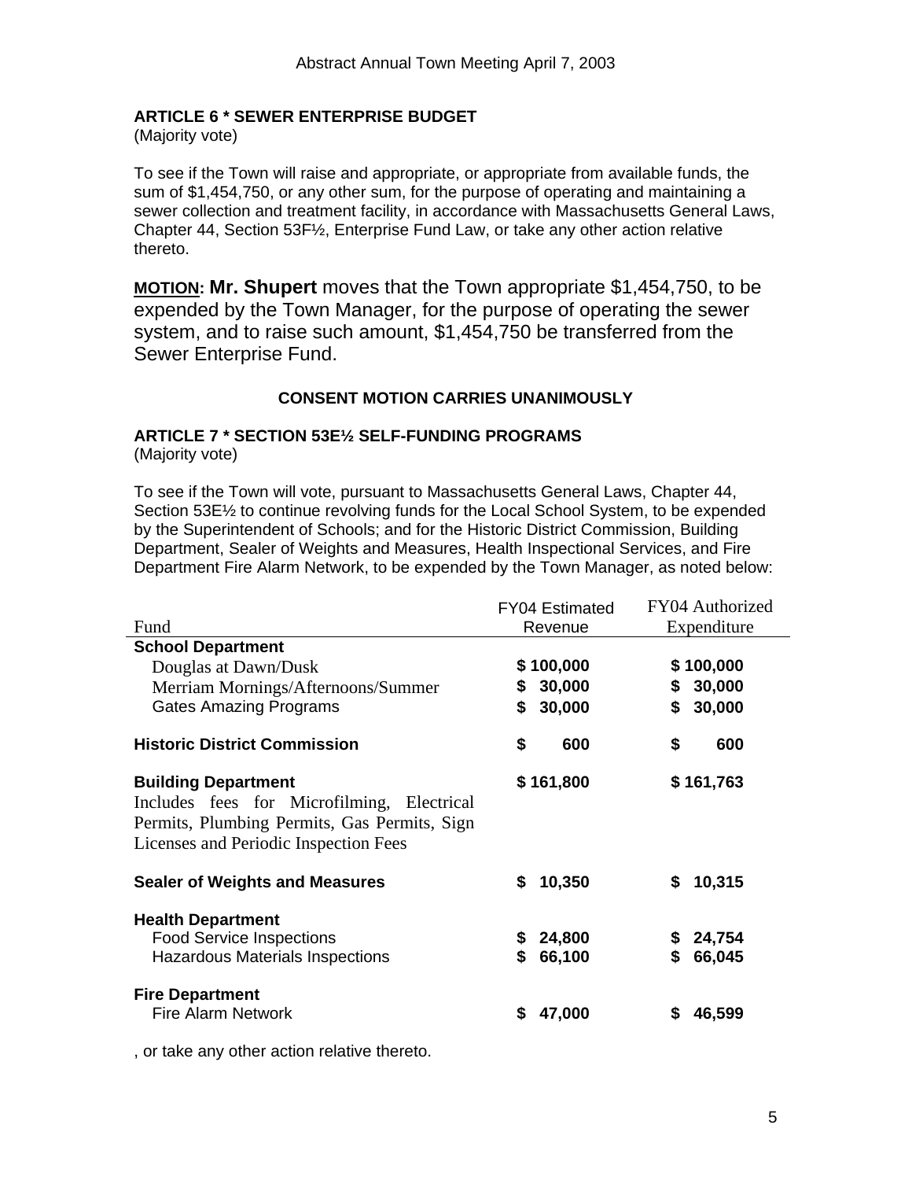### ARTICLE 6 * SEWER ENTERPRISE BUDGET

(Majority vote)

To see if the Town will raise and appropriate, or appropriate from available funds, the sum of $1,454,750, or any other sum, for the purpose of operating and maintaining a sewer collection and treatment facility, in accordance with Massachusetts General Laws, Chapter 44, Section 53F½, Enterprise Fund Law, or take any other action relative thereto.

**MOTION: Mr. Shupert** moves that the Town appropriate $1,454,750, to be expended by the Town Manager, for the purpose of operating the sewer system, and to raise such amount, $1,454,750 be transferred from the Sewer Enterprise Fund.

**CONSENT MOTION CARRIES UNANIMOUSLY**

### ARTICLE 7 * SECTION 53E½ SELF-FUNDING PROGRAMS

(Majority vote)

To see if the Town will vote, pursuant to Massachusetts General Laws, Chapter 44, Section 53E½ to continue revolving funds for the Local School System, to be expended by the Superintendent of Schools; and for the Historic District Commission, Building Department, Sealer of Weights and Measures, Health Inspectional Services, and Fire Department Fire Alarm Network, to be expended by the Town Manager, as noted below:

| Fund | FY04 Estimated Revenue | FY04 Authorized Expenditure |
|---|---|---|
| **School Department** | | |
| Douglas at Dawn/Dusk | **$ 100,000** | **$ 100,000** |
| Merriam Mornings/Afternoons/Summer | **$ 30,000** | **$ 30,000** |
| Gates Amazing Programs | **$ 30,000** | **$ 30,000** |
| **Historic District Commission** | **$ 600** | **$ 600** |
| **Building Department** Includes fees for Microfilming, Electrical Permits, Plumbing Permits, Gas Permits, Sign Licenses and Periodic Inspection Fees | **$ 161,800** | **$ 161,763** |
| **Sealer of Weights and Measures** | **$ 10,350** | **$ 10,315** |
| **Health Department** | | |
| Food Service Inspections | **$ 24,800** | **$ 24,754** |
| Hazardous Materials Inspections | **$ 66,100** | **$ 66,045** |
| **Fire Department** | | |
| Fire Alarm Network | **$ 47,000** | **$ 46,599** |

, or take any other action relative thereto.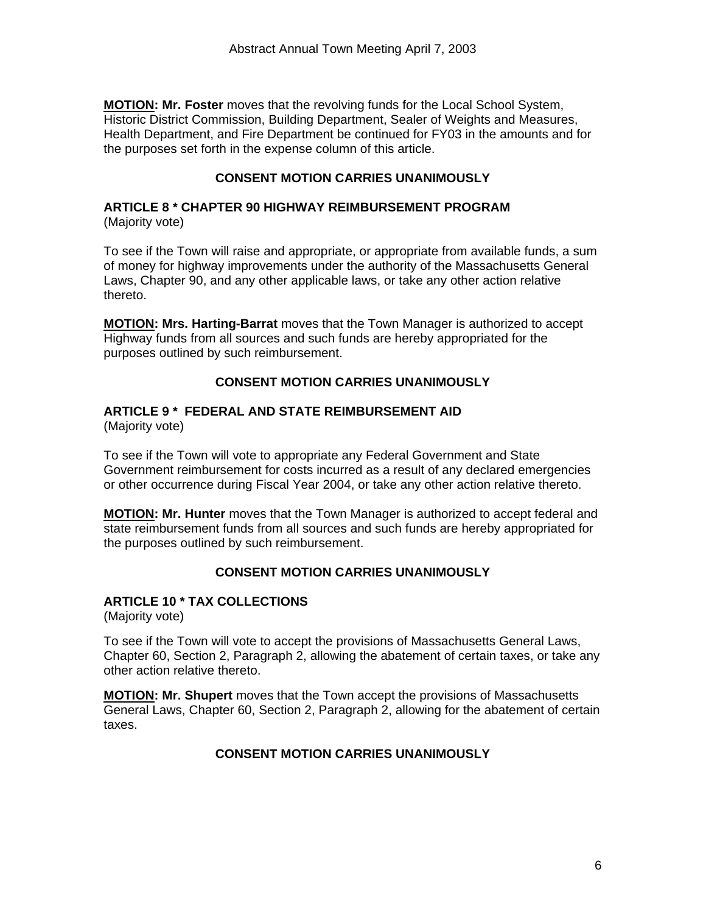**MOTION: Mr. Foster** moves that the revolving funds for the Local School System, Historic District Commission, Building Department, Sealer of Weights and Measures, Health Department, and Fire Department be continued for FY03 in the amounts and for the purposes set forth in the expense column of this article.

**CONSENT MOTION CARRIES UNANIMOUSLY**

**ARTICLE 8 * CHAPTER 90 HIGHWAY REIMBURSEMENT PROGRAM**
(Majority vote)

To see if the Town will raise and appropriate, or appropriate from available funds, a sum of money for highway improvements under the authority of the Massachusetts General Laws, Chapter 90, and any other applicable laws, or take any other action relative thereto.

**MOTION: Mrs. Harting-Barrat** moves that the Town Manager is authorized to accept Highway funds from all sources and such funds are hereby appropriated for the purposes outlined by such reimbursement.

**CONSENT MOTION CARRIES UNANIMOUSLY**

**ARTICLE 9 * FEDERAL AND STATE REIMBURSEMENT AID**
(Majority vote)

To see if the Town will vote to appropriate any Federal Government and State Government reimbursement for costs incurred as a result of any declared emergencies or other occurrence during Fiscal Year 2004, or take any other action relative thereto.

**MOTION: Mr. Hunter** moves that the Town Manager is authorized to accept federal and state reimbursement funds from all sources and such funds are hereby appropriated for the purposes outlined by such reimbursement.

**CONSENT MOTION CARRIES UNANIMOUSLY**

**ARTICLE 10 * TAX COLLECTIONS**
(Majority vote)

To see if the Town will vote to accept the provisions of Massachusetts General Laws, Chapter 60, Section 2, Paragraph 2, allowing the abatement of certain taxes, or take any other action relative thereto.

**MOTION: Mr. Shupert** moves that the Town accept the provisions of Massachusetts General Laws, Chapter 60, Section 2, Paragraph 2, allowing for the abatement of certain taxes.

**CONSENT MOTION CARRIES UNANIMOUSLY**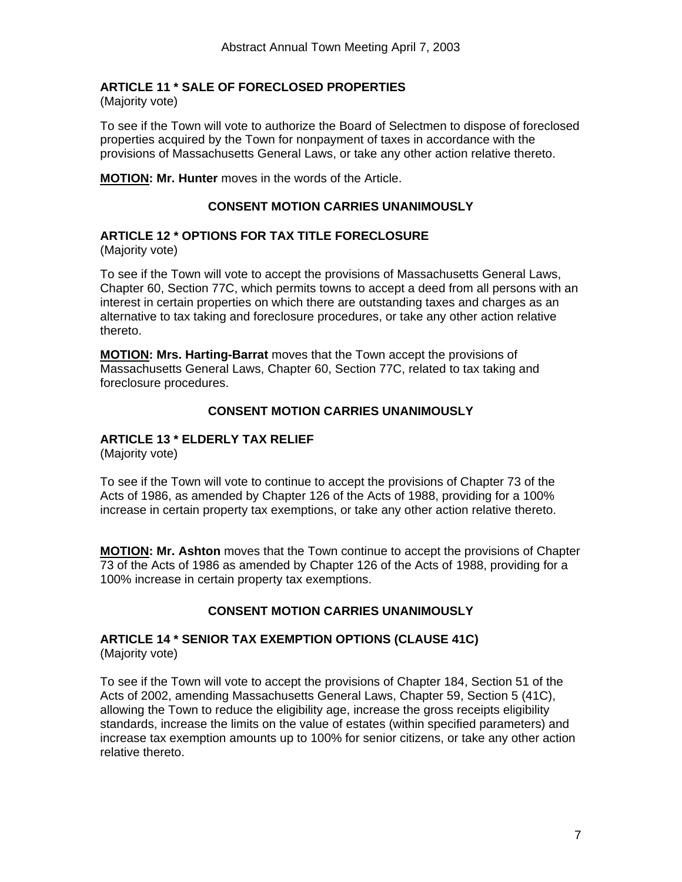### ARTICLE 11 * SALE OF FORECLOSED PROPERTIES
(Majority vote)

To see if the Town will vote to authorize the Board of Selectmen to dispose of foreclosed properties acquired by the Town for nonpayment of taxes in accordance with the provisions of Massachusetts General Laws, or take any other action relative thereto.

**MOTION: Mr. Hunter** moves in the words of the Article.

**CONSENT MOTION CARRIES UNANIMOUSLY**

### ARTICLE 12 * OPTIONS FOR TAX TITLE FORECLOSURE
(Majority vote)

To see if the Town will vote to accept the provisions of Massachusetts General Laws, Chapter 60, Section 77C, which permits towns to accept a deed from all persons with an interest in certain properties on which there are outstanding taxes and charges as an alternative to tax taking and foreclosure procedures, or take any other action relative thereto.

**MOTION: Mrs. Harting-Barrat** moves that the Town accept the provisions of Massachusetts General Laws, Chapter 60, Section 77C, related to tax taking and foreclosure procedures.

**CONSENT MOTION CARRIES UNANIMOUSLY**

### ARTICLE 13 * ELDERLY TAX RELIEF
(Majority vote)

To see if the Town will vote to continue to accept the provisions of Chapter 73 of the Acts of 1986, as amended by Chapter 126 of the Acts of 1988, providing for a 100% increase in certain property tax exemptions, or take any other action relative thereto.

**MOTION: Mr. Ashton** moves that the Town continue to accept the provisions of Chapter 73 of the Acts of 1986 as amended by Chapter 126 of the Acts of 1988, providing for a 100% increase in certain property tax exemptions.

**CONSENT MOTION CARRIES UNANIMOUSLY**

### ARTICLE 14 * SENIOR TAX EXEMPTION OPTIONS (CLAUSE 41C)
(Majority vote)

To see if the Town will vote to accept the provisions of Chapter 184, Section 51 of the Acts of 2002, amending Massachusetts General Laws, Chapter 59, Section 5 (41C), allowing the Town to reduce the eligibility age, increase the gross receipts eligibility standards, increase the limits on the value of estates (within specified parameters) and increase tax exemption amounts up to 100% for senior citizens, or take any other action relative thereto.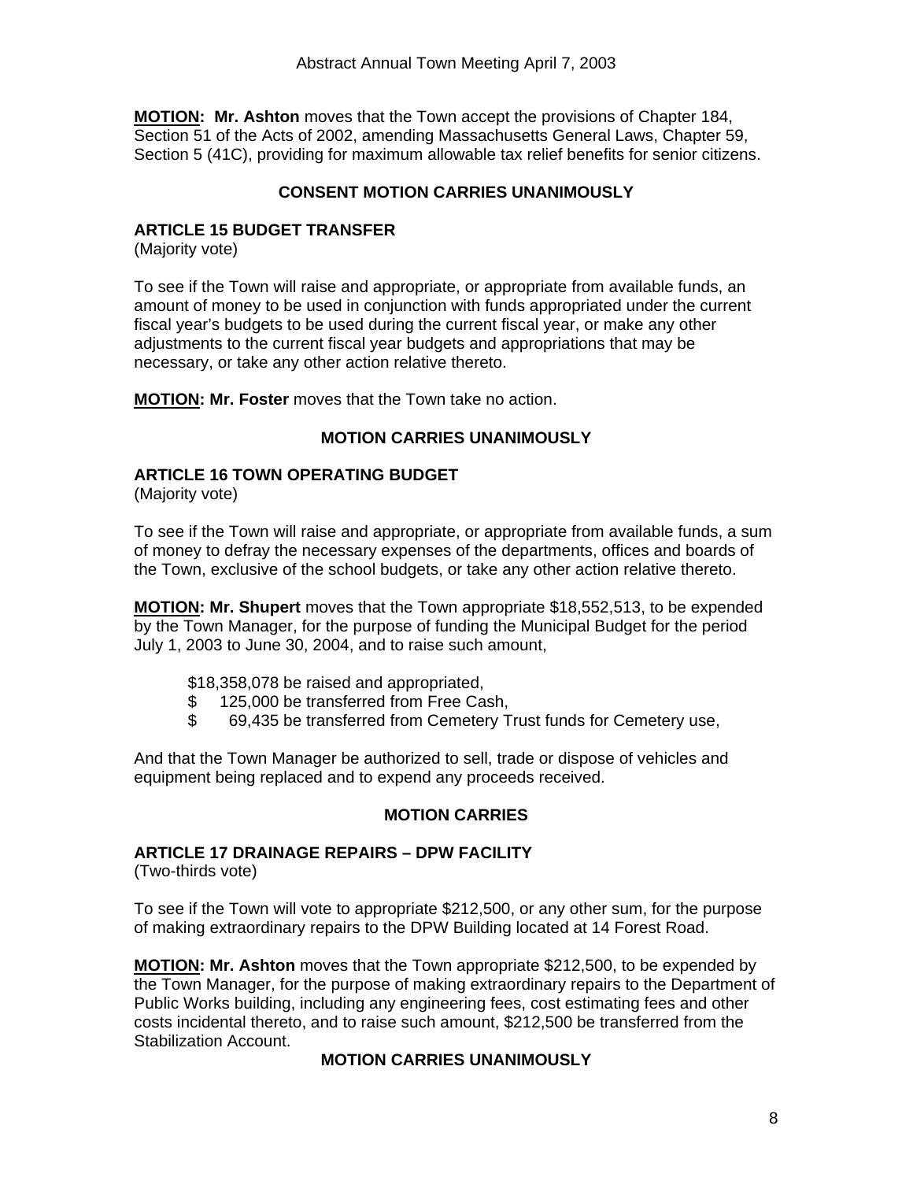**MOTION: Mr. Ashton** moves that the Town accept the provisions of Chapter 184, Section 51 of the Acts of 2002, amending Massachusetts General Laws, Chapter 59, Section 5 (41C), providing for maximum allowable tax relief benefits for senior citizens.

**CONSENT MOTION CARRIES UNANIMOUSLY**

**ARTICLE 15 BUDGET TRANSFER**
(Majority vote)

To see if the Town will raise and appropriate, or appropriate from available funds, an amount of money to be used in conjunction with funds appropriated under the current fiscal year's budgets to be used during the current fiscal year, or make any other adjustments to the current fiscal year budgets and appropriations that may be necessary, or take any other action relative thereto.

**MOTION: Mr. Foster** moves that the Town take no action.

**MOTION CARRIES UNANIMOUSLY**

**ARTICLE 16 TOWN OPERATING BUDGET**
(Majority vote)

To see if the Town will raise and appropriate, or appropriate from available funds, a sum of money to defray the necessary expenses of the departments, offices and boards of the Town, exclusive of the school budgets, or take any other action relative thereto.

**MOTION: Mr. Shupert** moves that the Town appropriate $18,552,513, to be expended by the Town Manager, for the purpose of funding the Municipal Budget for the period July 1, 2003 to June 30, 2004, and to raise such amount,

$18,358,078 be raised and appropriated,
$ 125,000 be transferred from Free Cash,
$ 69,435 be transferred from Cemetery Trust funds for Cemetery use,

And that the Town Manager be authorized to sell, trade or dispose of vehicles and equipment being replaced and to expend any proceeds received.

**MOTION CARRIES**

**ARTICLE 17 DRAINAGE REPAIRS – DPW FACILITY**
(Two-thirds vote)

To see if the Town will vote to appropriate $212,500, or any other sum, for the purpose of making extraordinary repairs to the DPW Building located at 14 Forest Road.

**MOTION: Mr. Ashton** moves that the Town appropriate $212,500, to be expended by the Town Manager, for the purpose of making extraordinary repairs to the Department of Public Works building, including any engineering fees, cost estimating fees and other costs incidental thereto, and to raise such amount, $212,500 be transferred from the Stabilization Account.

**MOTION CARRIES UNANIMOUSLY**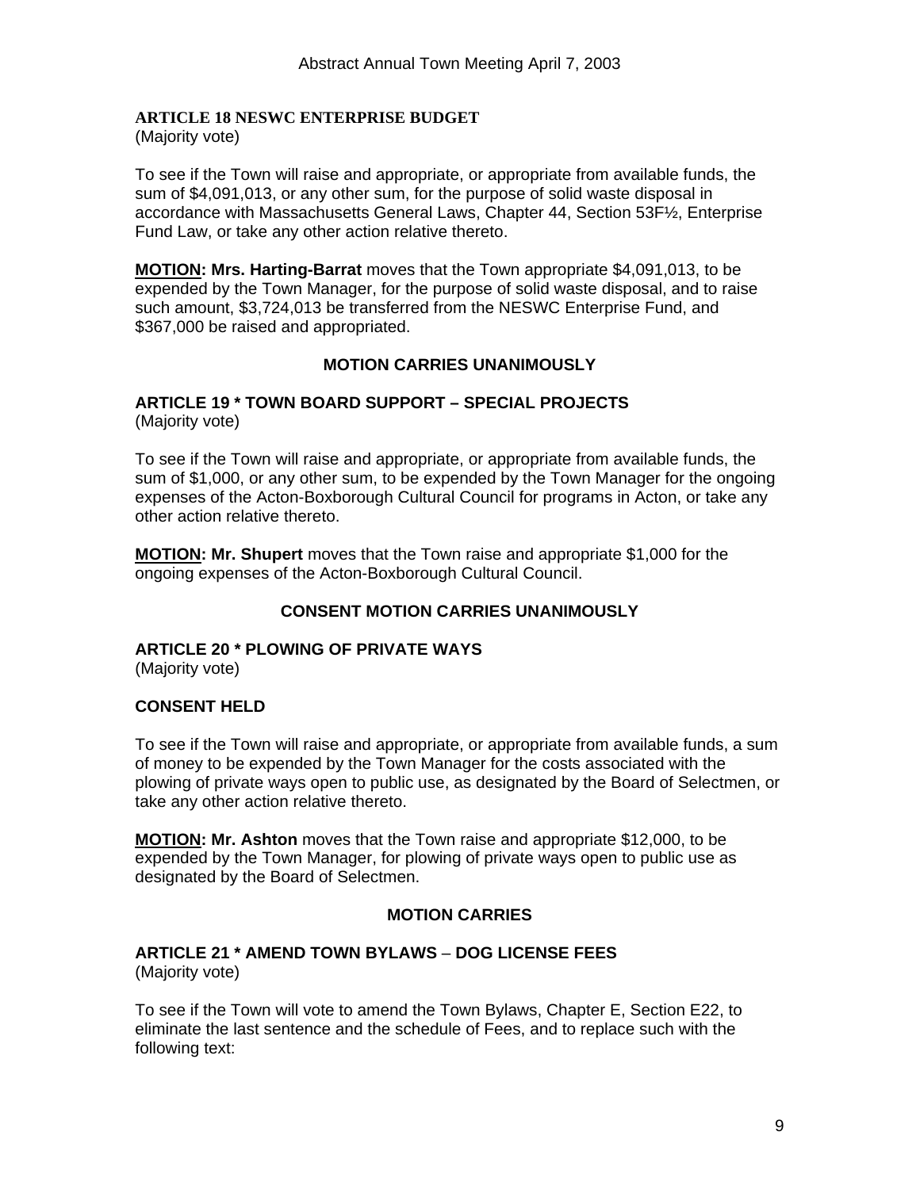**ARTICLE 18 NESWC ENTERPRISE BUDGET**
(Majority vote)

To see if the Town will raise and appropriate, or appropriate from available funds, the sum of $4,091,013, or any other sum, for the purpose of solid waste disposal in accordance with Massachusetts General Laws, Chapter 44, Section 53F½, Enterprise Fund Law, or take any other action relative thereto.

**MOTION: Mrs. Harting-Barrat** moves that the Town appropriate $4,091,013, to be expended by the Town Manager, for the purpose of solid waste disposal, and to raise such amount, $3,724,013 be transferred from the NESWC Enterprise Fund, and $367,000 be raised and appropriated.

**MOTION CARRIES UNANIMOUSLY**

**ARTICLE 19 * TOWN BOARD SUPPORT – SPECIAL PROJECTS**
(Majority vote)

To see if the Town will raise and appropriate, or appropriate from available funds, the sum of $1,000, or any other sum, to be expended by the Town Manager for the ongoing expenses of the Acton-Boxborough Cultural Council for programs in Acton, or take any other action relative thereto.

**MOTION: Mr. Shupert** moves that the Town raise and appropriate $1,000 for the ongoing expenses of the Acton-Boxborough Cultural Council.

**CONSENT MOTION CARRIES UNANIMOUSLY**

**ARTICLE 20 * PLOWING OF PRIVATE WAYS**
(Majority vote)

**CONSENT HELD**

To see if the Town will raise and appropriate, or appropriate from available funds, a sum of money to be expended by the Town Manager for the costs associated with the plowing of private ways open to public use, as designated by the Board of Selectmen, or take any other action relative thereto.

**MOTION: Mr. Ashton** moves that the Town raise and appropriate $12,000, to be expended by the Town Manager, for plowing of private ways open to public use as designated by the Board of Selectmen.

**MOTION CARRIES**

**ARTICLE 21 * AMEND TOWN BYLAWS – DOG LICENSE FEES**
(Majority vote)

To see if the Town will vote to amend the Town Bylaws, Chapter E, Section E22, to eliminate the last sentence and the schedule of Fees, and to replace such with the following text: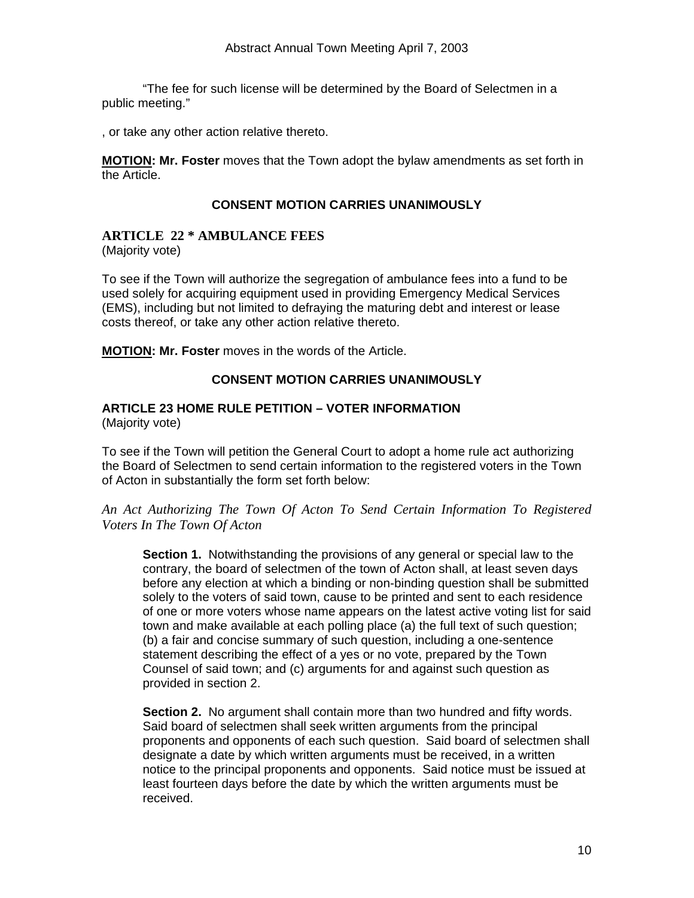"The fee for such license will be determined by the Board of Selectmen in a public meeting."

, or take any other action relative thereto.

**MOTION: Mr. Foster** moves that the Town adopt the bylaw amendments as set forth in the Article.

**CONSENT MOTION CARRIES UNANIMOUSLY**

## ARTICLE 22 * AMBULANCE FEES

(Majority vote)

To see if the Town will authorize the segregation of ambulance fees into a fund to be used solely for acquiring equipment used in providing Emergency Medical Services (EMS), including but not limited to defraying the maturing debt and interest or lease costs thereof, or take any other action relative thereto.

**MOTION: Mr. Foster** moves in the words of the Article.

**CONSENT MOTION CARRIES UNANIMOUSLY**

## ARTICLE 23 HOME RULE PETITION – VOTER INFORMATION

(Majority vote)

To see if the Town will petition the General Court to adopt a home rule act authorizing the Board of Selectmen to send certain information to the registered voters in the Town of Acton in substantially the form set forth below:

*An Act Authorizing The Town Of Acton To Send Certain Information To Registered Voters In The Town Of Acton*

> **Section 1.** Notwithstanding the provisions of any general or special law to the contrary, the board of selectmen of the town of Acton shall, at least seven days before any election at which a binding or non-binding question shall be submitted solely to the voters of said town, cause to be printed and sent to each residence of one or more voters whose name appears on the latest active voting list for said town and make available at each polling place (a) the full text of such question; (b) a fair and concise summary of such question, including a one-sentence statement describing the effect of a yes or no vote, prepared by the Town Counsel of said town; and (c) arguments for and against such question as provided in section 2.
>
> **Section 2.** No argument shall contain more than two hundred and fifty words. Said board of selectmen shall seek written arguments from the principal proponents and opponents of each such question. Said board of selectmen shall designate a date by which written arguments must be received, in a written notice to the principal proponents and opponents. Said notice must be issued at least fourteen days before the date by which the written arguments must be received.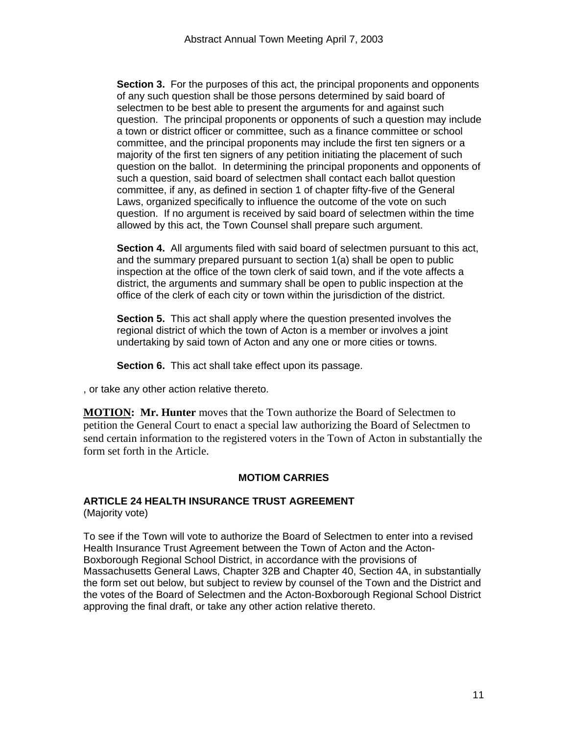**Section 3.** For the purposes of this act, the principal proponents and opponents of any such question shall be those persons determined by said board of selectmen to be best able to present the arguments for and against such question. The principal proponents or opponents of such a question may include a town or district officer or committee, such as a finance committee or school committee, and the principal proponents may include the first ten signers or a majority of the first ten signers of any petition initiating the placement of such question on the ballot. In determining the principal proponents and opponents of such a question, said board of selectmen shall contact each ballot question committee, if any, as defined in section 1 of chapter fifty-five of the General Laws, organized specifically to influence the outcome of the vote on such question. If no argument is received by said board of selectmen within the time allowed by this act, the Town Counsel shall prepare such argument.

**Section 4.** All arguments filed with said board of selectmen pursuant to this act, and the summary prepared pursuant to section 1(a) shall be open to public inspection at the office of the town clerk of said town, and if the vote affects a district, the arguments and summary shall be open to public inspection at the office of the clerk of each city or town within the jurisdiction of the district.

**Section 5.** This act shall apply where the question presented involves the regional district of which the town of Acton is a member or involves a joint undertaking by said town of Acton and any one or more cities or towns.

**Section 6.** This act shall take effect upon its passage.

, or take any other action relative thereto.

**MOTION: Mr. Hunter** moves that the Town authorize the Board of Selectmen to petition the General Court to enact a special law authorizing the Board of Selectmen to send certain information to the registered voters in the Town of Acton in substantially the form set forth in the Article.

**MOTIOM CARRIES**

### ARTICLE 24 HEALTH INSURANCE TRUST AGREEMENT
(Majority vote)

To see if the Town will vote to authorize the Board of Selectmen to enter into a revised Health Insurance Trust Agreement between the Town of Acton and the Acton-Boxborough Regional School District, in accordance with the provisions of Massachusetts General Laws, Chapter 32B and Chapter 40, Section 4A, in substantially the form set out below, but subject to review by counsel of the Town and the District and the votes of the Board of Selectmen and the Acton-Boxborough Regional School District approving the final draft, or take any other action relative thereto.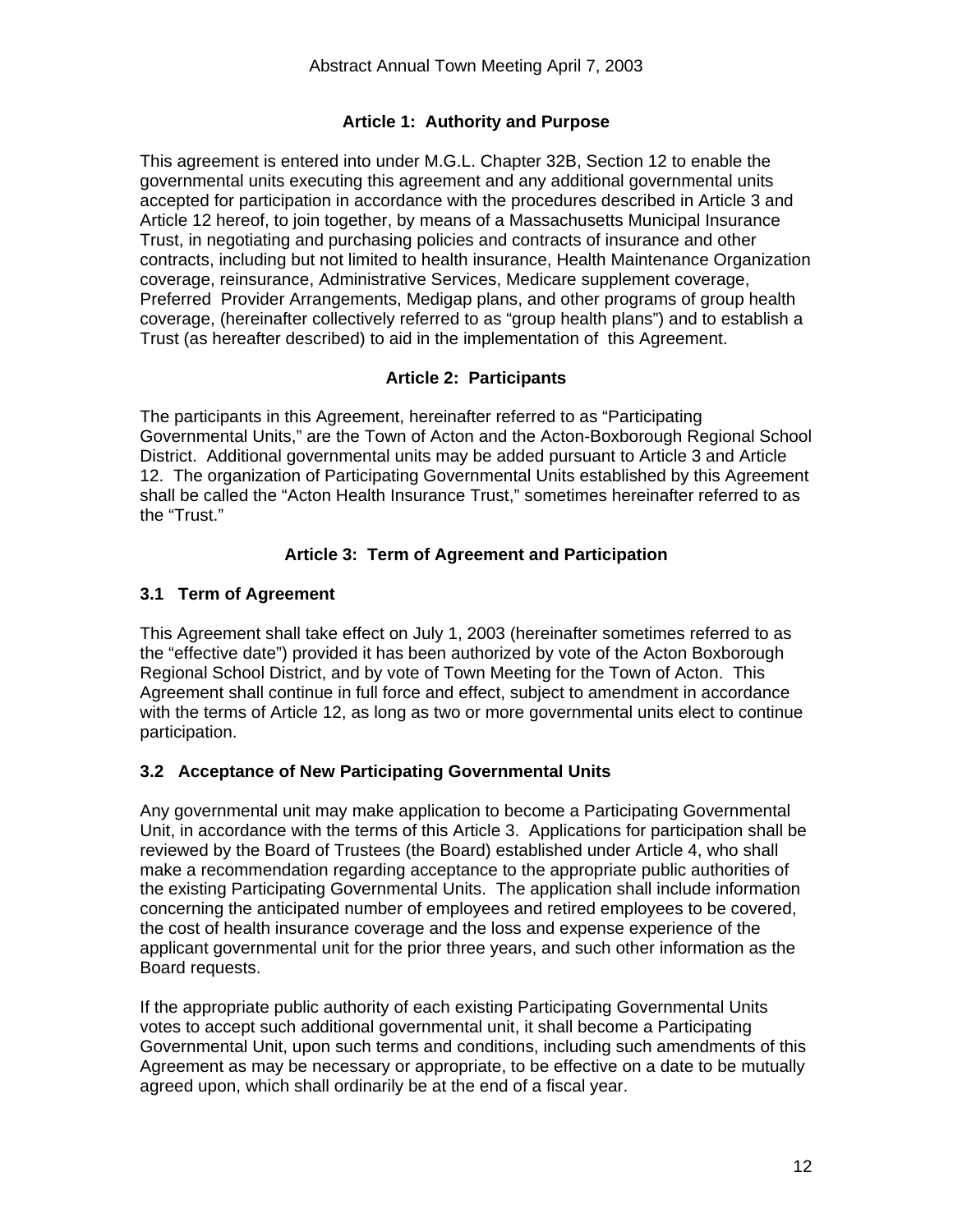### Article 1: Authority and Purpose

This agreement is entered into under M.G.L. Chapter 32B, Section 12 to enable the governmental units executing this agreement and any additional governmental units accepted for participation in accordance with the procedures described in Article 3 and Article 12 hereof, to join together, by means of a Massachusetts Municipal Insurance Trust, in negotiating and purchasing policies and contracts of insurance and other contracts, including but not limited to health insurance, Health Maintenance Organization coverage, reinsurance, Administrative Services, Medicare supplement coverage, Preferred Provider Arrangements, Medigap plans, and other programs of group health coverage, (hereinafter collectively referred to as “group health plans”) and to establish a Trust (as hereafter described) to aid in the implementation of this Agreement.

### Article 2: Participants

The participants in this Agreement, hereinafter referred to as “Participating Governmental Units,” are the Town of Acton and the Acton-Boxborough Regional School District. Additional governmental units may be added pursuant to Article 3 and Article 12. The organization of Participating Governmental Units established by this Agreement shall be called the “Acton Health Insurance Trust,” sometimes hereinafter referred to as the “Trust.”

### Article 3: Term of Agreement and Participation

#### 3.1 Term of Agreement

This Agreement shall take effect on July 1, 2003 (hereinafter sometimes referred to as the “effective date”) provided it has been authorized by vote of the Acton Boxborough Regional School District, and by vote of Town Meeting for the Town of Acton. This Agreement shall continue in full force and effect, subject to amendment in accordance with the terms of Article 12, as long as two or more governmental units elect to continue participation.

#### 3.2 Acceptance of New Participating Governmental Units

Any governmental unit may make application to become a Participating Governmental Unit, in accordance with the terms of this Article 3. Applications for participation shall be reviewed by the Board of Trustees (the Board) established under Article 4, who shall make a recommendation regarding acceptance to the appropriate public authorities of the existing Participating Governmental Units. The application shall include information concerning the anticipated number of employees and retired employees to be covered, the cost of health insurance coverage and the loss and expense experience of the applicant governmental unit for the prior three years, and such other information as the Board requests.

If the appropriate public authority of each existing Participating Governmental Units votes to accept such additional governmental unit, it shall become a Participating Governmental Unit, upon such terms and conditions, including such amendments of this Agreement as may be necessary or appropriate, to be effective on a date to be mutually agreed upon, which shall ordinarily be at the end of a fiscal year.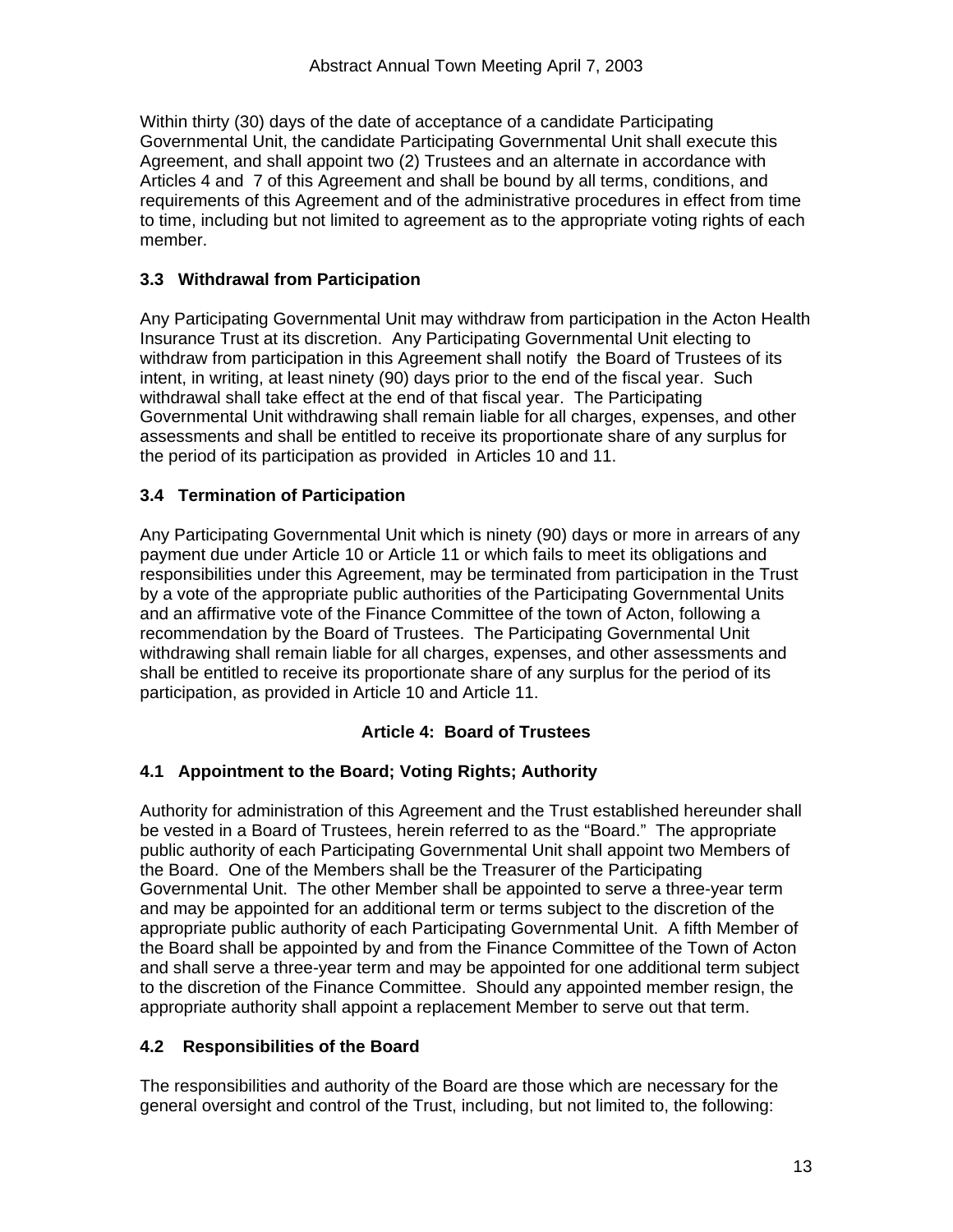Within thirty (30) days of the date of acceptance of a candidate Participating Governmental Unit, the candidate Participating Governmental Unit shall execute this Agreement, and shall appoint two (2) Trustees and an alternate in accordance with Articles 4 and 7 of this Agreement and shall be bound by all terms, conditions, and requirements of this Agreement and of the administrative procedures in effect from time to time, including but not limited to agreement as to the appropriate voting rights of each member.

### 3.3 Withdrawal from Participation

Any Participating Governmental Unit may withdraw from participation in the Acton Health Insurance Trust at its discretion. Any Participating Governmental Unit electing to withdraw from participation in this Agreement shall notify the Board of Trustees of its intent, in writing, at least ninety (90) days prior to the end of the fiscal year. Such withdrawal shall take effect at the end of that fiscal year. The Participating Governmental Unit withdrawing shall remain liable for all charges, expenses, and other assessments and shall be entitled to receive its proportionate share of any surplus for the period of its participation as provided in Articles 10 and 11.

### 3.4 Termination of Participation

Any Participating Governmental Unit which is ninety (90) days or more in arrears of any payment due under Article 10 or Article 11 or which fails to meet its obligations and responsibilities under this Agreement, may be terminated from participation in the Trust by a vote of the appropriate public authorities of the Participating Governmental Units and an affirmative vote of the Finance Committee of the town of Acton, following a recommendation by the Board of Trustees. The Participating Governmental Unit withdrawing shall remain liable for all charges, expenses, and other assessments and shall be entitled to receive its proportionate share of any surplus for the period of its participation, as provided in Article 10 and Article 11.

## Article 4: Board of Trustees

### 4.1 Appointment to the Board; Voting Rights; Authority

Authority for administration of this Agreement and the Trust established hereunder shall be vested in a Board of Trustees, herein referred to as the "Board." The appropriate public authority of each Participating Governmental Unit shall appoint two Members of the Board. One of the Members shall be the Treasurer of the Participating Governmental Unit. The other Member shall be appointed to serve a three-year term and may be appointed for an additional term or terms subject to the discretion of the appropriate public authority of each Participating Governmental Unit. A fifth Member of the Board shall be appointed by and from the Finance Committee of the Town of Acton and shall serve a three-year term and may be appointed for one additional term subject to the discretion of the Finance Committee. Should any appointed member resign, the appropriate authority shall appoint a replacement Member to serve out that term.

### 4.2 Responsibilities of the Board

The responsibilities and authority of the Board are those which are necessary for the general oversight and control of the Trust, including, but not limited to, the following: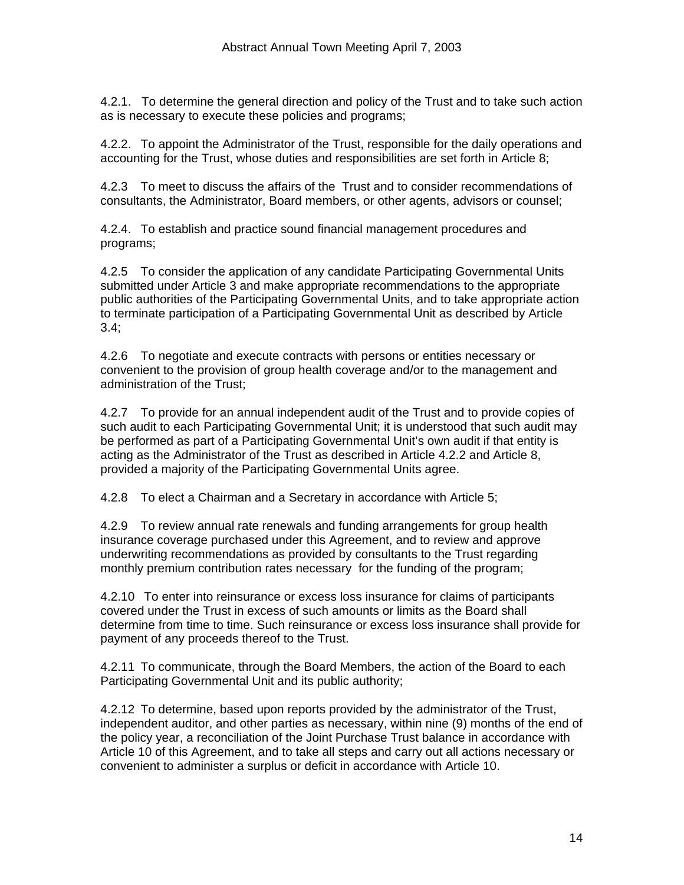4.2.1. To determine the general direction and policy of the Trust and to take such action as is necessary to execute these policies and programs;

4.2.2. To appoint the Administrator of the Trust, responsible for the daily operations and accounting for the Trust, whose duties and responsibilities are set forth in Article 8;

4.2.3 To meet to discuss the affairs of the Trust and to consider recommendations of consultants, the Administrator, Board members, or other agents, advisors or counsel;

4.2.4. To establish and practice sound financial management procedures and programs;

4.2.5 To consider the application of any candidate Participating Governmental Units submitted under Article 3 and make appropriate recommendations to the appropriate public authorities of the Participating Governmental Units, and to take appropriate action to terminate participation of a Participating Governmental Unit as described by Article 3.4;

4.2.6 To negotiate and execute contracts with persons or entities necessary or convenient to the provision of group health coverage and/or to the management and administration of the Trust;

4.2.7 To provide for an annual independent audit of the Trust and to provide copies of such audit to each Participating Governmental Unit; it is understood that such audit may be performed as part of a Participating Governmental Unit's own audit if that entity is acting as the Administrator of the Trust as described in Article 4.2.2 and Article 8, provided a majority of the Participating Governmental Units agree.

4.2.8 To elect a Chairman and a Secretary in accordance with Article 5;

4.2.9 To review annual rate renewals and funding arrangements for group health insurance coverage purchased under this Agreement, and to review and approve underwriting recommendations as provided by consultants to the Trust regarding monthly premium contribution rates necessary for the funding of the program;

4.2.10 To enter into reinsurance or excess loss insurance for claims of participants covered under the Trust in excess of such amounts or limits as the Board shall determine from time to time. Such reinsurance or excess loss insurance shall provide for payment of any proceeds thereof to the Trust.

4.2.11 To communicate, through the Board Members, the action of the Board to each Participating Governmental Unit and its public authority;

4.2.12 To determine, based upon reports provided by the administrator of the Trust, independent auditor, and other parties as necessary, within nine (9) months of the end of the policy year, a reconciliation of the Joint Purchase Trust balance in accordance with Article 10 of this Agreement, and to take all steps and carry out all actions necessary or convenient to administer a surplus or deficit in accordance with Article 10.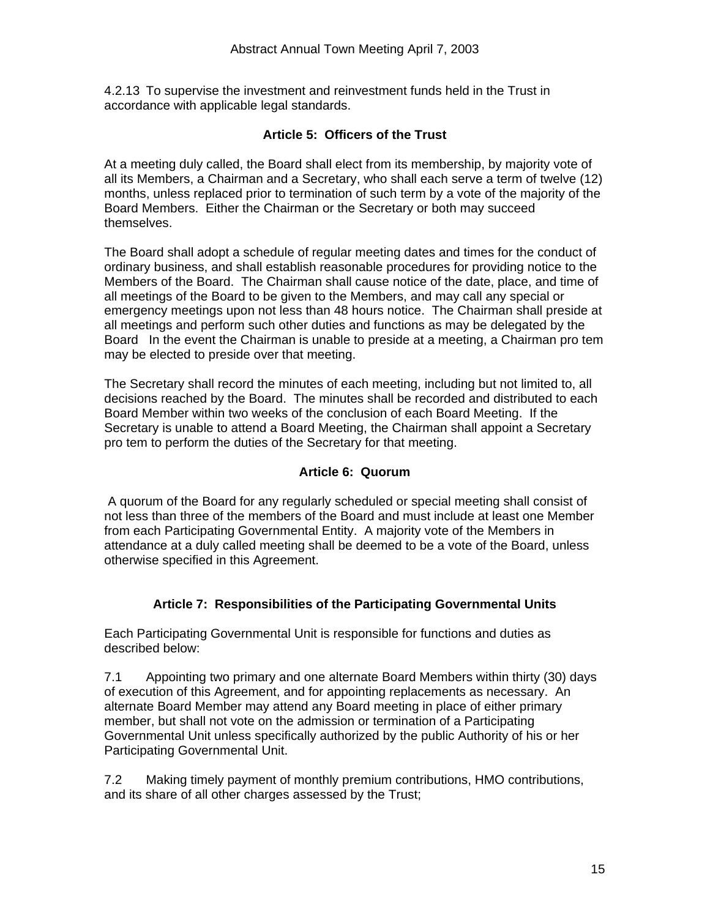4.2.13 To supervise the investment and reinvestment funds held in the Trust in accordance with applicable legal standards.

### Article 5: Officers of the Trust

At a meeting duly called, the Board shall elect from its membership, by majority vote of all its Members, a Chairman and a Secretary, who shall each serve a term of twelve (12) months, unless replaced prior to termination of such term by a vote of the majority of the Board Members. Either the Chairman or the Secretary or both may succeed themselves.

The Board shall adopt a schedule of regular meeting dates and times for the conduct of ordinary business, and shall establish reasonable procedures for providing notice to the Members of the Board. The Chairman shall cause notice of the date, place, and time of all meetings of the Board to be given to the Members, and may call any special or emergency meetings upon not less than 48 hours notice. The Chairman shall preside at all meetings and perform such other duties and functions as may be delegated by the Board In the event the Chairman is unable to preside at a meeting, a Chairman pro tem may be elected to preside over that meeting.

The Secretary shall record the minutes of each meeting, including but not limited to, all decisions reached by the Board. The minutes shall be recorded and distributed to each Board Member within two weeks of the conclusion of each Board Meeting. If the Secretary is unable to attend a Board Meeting, the Chairman shall appoint a Secretary pro tem to perform the duties of the Secretary for that meeting.

### Article 6: Quorum

A quorum of the Board for any regularly scheduled or special meeting shall consist of not less than three of the members of the Board and must include at least one Member from each Participating Governmental Entity. A majority vote of the Members in attendance at a duly called meeting shall be deemed to be a vote of the Board, unless otherwise specified in this Agreement.

### Article 7: Responsibilities of the Participating Governmental Units

Each Participating Governmental Unit is responsible for functions and duties as described below:

7.1 Appointing two primary and one alternate Board Members within thirty (30) days of execution of this Agreement, and for appointing replacements as necessary. An alternate Board Member may attend any Board meeting in place of either primary member, but shall not vote on the admission or termination of a Participating Governmental Unit unless specifically authorized by the public Authority of his or her Participating Governmental Unit.

7.2 Making timely payment of monthly premium contributions, HMO contributions, and its share of all other charges assessed by the Trust;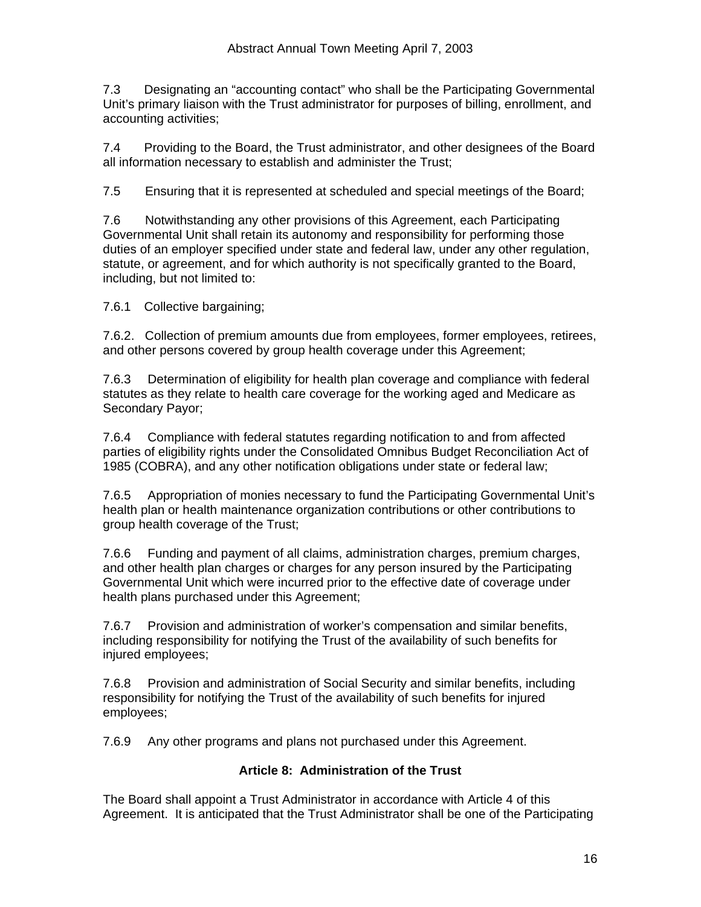7.3 Designating an "accounting contact" who shall be the Participating Governmental Unit's primary liaison with the Trust administrator for purposes of billing, enrollment, and accounting activities;

7.4 Providing to the Board, the Trust administrator, and other designees of the Board all information necessary to establish and administer the Trust;

7.5 Ensuring that it is represented at scheduled and special meetings of the Board;

7.6 Notwithstanding any other provisions of this Agreement, each Participating Governmental Unit shall retain its autonomy and responsibility for performing those duties of an employer specified under state and federal law, under any other regulation, statute, or agreement, and for which authority is not specifically granted to the Board, including, but not limited to:

7.6.1 Collective bargaining;

7.6.2. Collection of premium amounts due from employees, former employees, retirees, and other persons covered by group health coverage under this Agreement;

7.6.3 Determination of eligibility for health plan coverage and compliance with federal statutes as they relate to health care coverage for the working aged and Medicare as Secondary Payor;

7.6.4 Compliance with federal statutes regarding notification to and from affected parties of eligibility rights under the Consolidated Omnibus Budget Reconciliation Act of 1985 (COBRA), and any other notification obligations under state or federal law;

7.6.5 Appropriation of monies necessary to fund the Participating Governmental Unit's health plan or health maintenance organization contributions or other contributions to group health coverage of the Trust;

7.6.6 Funding and payment of all claims, administration charges, premium charges, and other health plan charges or charges for any person insured by the Participating Governmental Unit which were incurred prior to the effective date of coverage under health plans purchased under this Agreement;

7.6.7 Provision and administration of worker's compensation and similar benefits, including responsibility for notifying the Trust of the availability of such benefits for injured employees;

7.6.8 Provision and administration of Social Security and similar benefits, including responsibility for notifying the Trust of the availability of such benefits for injured employees;

7.6.9 Any other programs and plans not purchased under this Agreement.

## Article 8: Administration of the Trust

The Board shall appoint a Trust Administrator in accordance with Article 4 of this Agreement. It is anticipated that the Trust Administrator shall be one of the Participating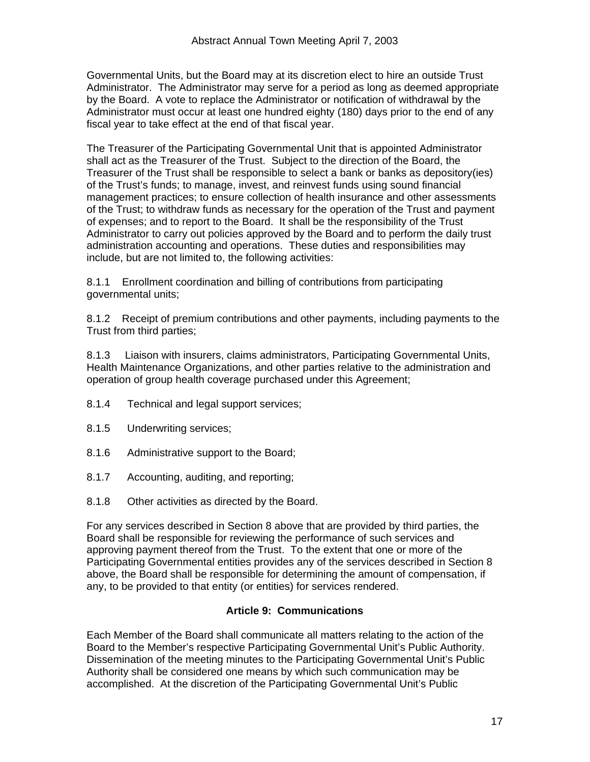Governmental Units, but the Board may at its discretion elect to hire an outside Trust Administrator. The Administrator may serve for a period as long as deemed appropriate by the Board. A vote to replace the Administrator or notification of withdrawal by the Administrator must occur at least one hundred eighty (180) days prior to the end of any fiscal year to take effect at the end of that fiscal year.

The Treasurer of the Participating Governmental Unit that is appointed Administrator shall act as the Treasurer of the Trust. Subject to the direction of the Board, the Treasurer of the Trust shall be responsible to select a bank or banks as depository(ies) of the Trust's funds; to manage, invest, and reinvest funds using sound financial management practices; to ensure collection of health insurance and other assessments of the Trust; to withdraw funds as necessary for the operation of the Trust and payment of expenses; and to report to the Board. It shall be the responsibility of the Trust Administrator to carry out policies approved by the Board and to perform the daily trust administration accounting and operations. These duties and responsibilities may include, but are not limited to, the following activities:

8.1.1 Enrollment coordination and billing of contributions from participating governmental units;

8.1.2 Receipt of premium contributions and other payments, including payments to the Trust from third parties;

8.1.3 Liaison with insurers, claims administrators, Participating Governmental Units, Health Maintenance Organizations, and other parties relative to the administration and operation of group health coverage purchased under this Agreement;

8.1.4 Technical and legal support services;

8.1.5 Underwriting services;

8.1.6 Administrative support to the Board;

8.1.7 Accounting, auditing, and reporting;

8.1.8 Other activities as directed by the Board.

For any services described in Section 8 above that are provided by third parties, the Board shall be responsible for reviewing the performance of such services and approving payment thereof from the Trust. To the extent that one or more of the Participating Governmental entities provides any of the services described in Section 8 above, the Board shall be responsible for determining the amount of compensation, if any, to be provided to that entity (or entities) for services rendered.

### Article 9: Communications

Each Member of the Board shall communicate all matters relating to the action of the Board to the Member's respective Participating Governmental Unit's Public Authority. Dissemination of the meeting minutes to the Participating Governmental Unit's Public Authority shall be considered one means by which such communication may be accomplished. At the discretion of the Participating Governmental Unit's Public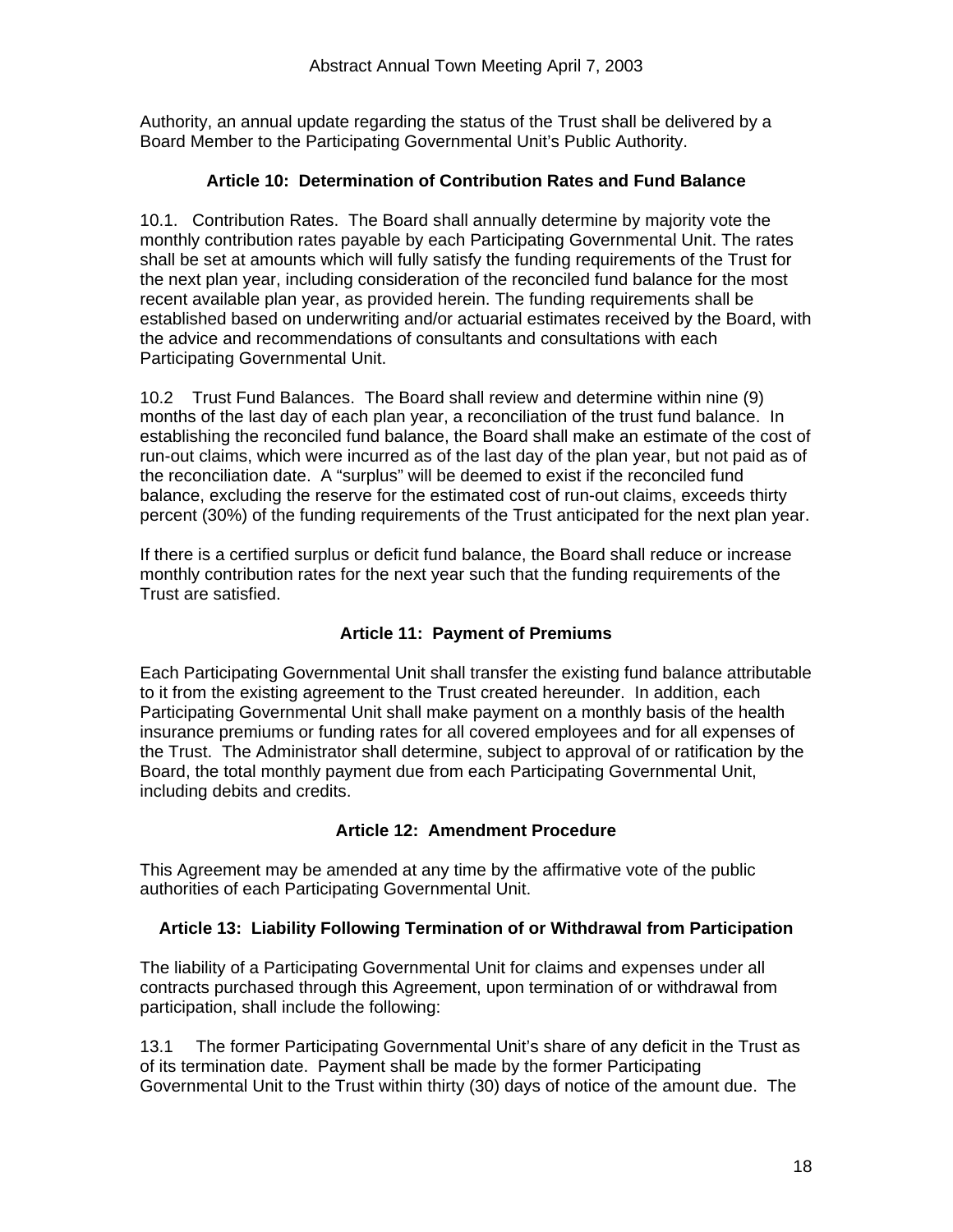Authority, an annual update regarding the status of the Trust shall be delivered by a Board Member to the Participating Governmental Unit's Public Authority.

### Article 10: Determination of Contribution Rates and Fund Balance

10.1. Contribution Rates. The Board shall annually determine by majority vote the monthly contribution rates payable by each Participating Governmental Unit. The rates shall be set at amounts which will fully satisfy the funding requirements of the Trust for the next plan year, including consideration of the reconciled fund balance for the most recent available plan year, as provided herein. The funding requirements shall be established based on underwriting and/or actuarial estimates received by the Board, with the advice and recommendations of consultants and consultations with each Participating Governmental Unit.

10.2 Trust Fund Balances. The Board shall review and determine within nine (9) months of the last day of each plan year, a reconciliation of the trust fund balance. In establishing the reconciled fund balance, the Board shall make an estimate of the cost of run-out claims, which were incurred as of the last day of the plan year, but not paid as of the reconciliation date. A "surplus" will be deemed to exist if the reconciled fund balance, excluding the reserve for the estimated cost of run-out claims, exceeds thirty percent (30%) of the funding requirements of the Trust anticipated for the next plan year.

If there is a certified surplus or deficit fund balance, the Board shall reduce or increase monthly contribution rates for the next year such that the funding requirements of the Trust are satisfied.

### Article 11: Payment of Premiums

Each Participating Governmental Unit shall transfer the existing fund balance attributable to it from the existing agreement to the Trust created hereunder. In addition, each Participating Governmental Unit shall make payment on a monthly basis of the health insurance premiums or funding rates for all covered employees and for all expenses of the Trust. The Administrator shall determine, subject to approval of or ratification by the Board, the total monthly payment due from each Participating Governmental Unit, including debits and credits.

### Article 12: Amendment Procedure

This Agreement may be amended at any time by the affirmative vote of the public authorities of each Participating Governmental Unit.

### Article 13: Liability Following Termination of or Withdrawal from Participation

The liability of a Participating Governmental Unit for claims and expenses under all contracts purchased through this Agreement, upon termination of or withdrawal from participation, shall include the following:

13.1 The former Participating Governmental Unit's share of any deficit in the Trust as of its termination date. Payment shall be made by the former Participating Governmental Unit to the Trust within thirty (30) days of notice of the amount due. The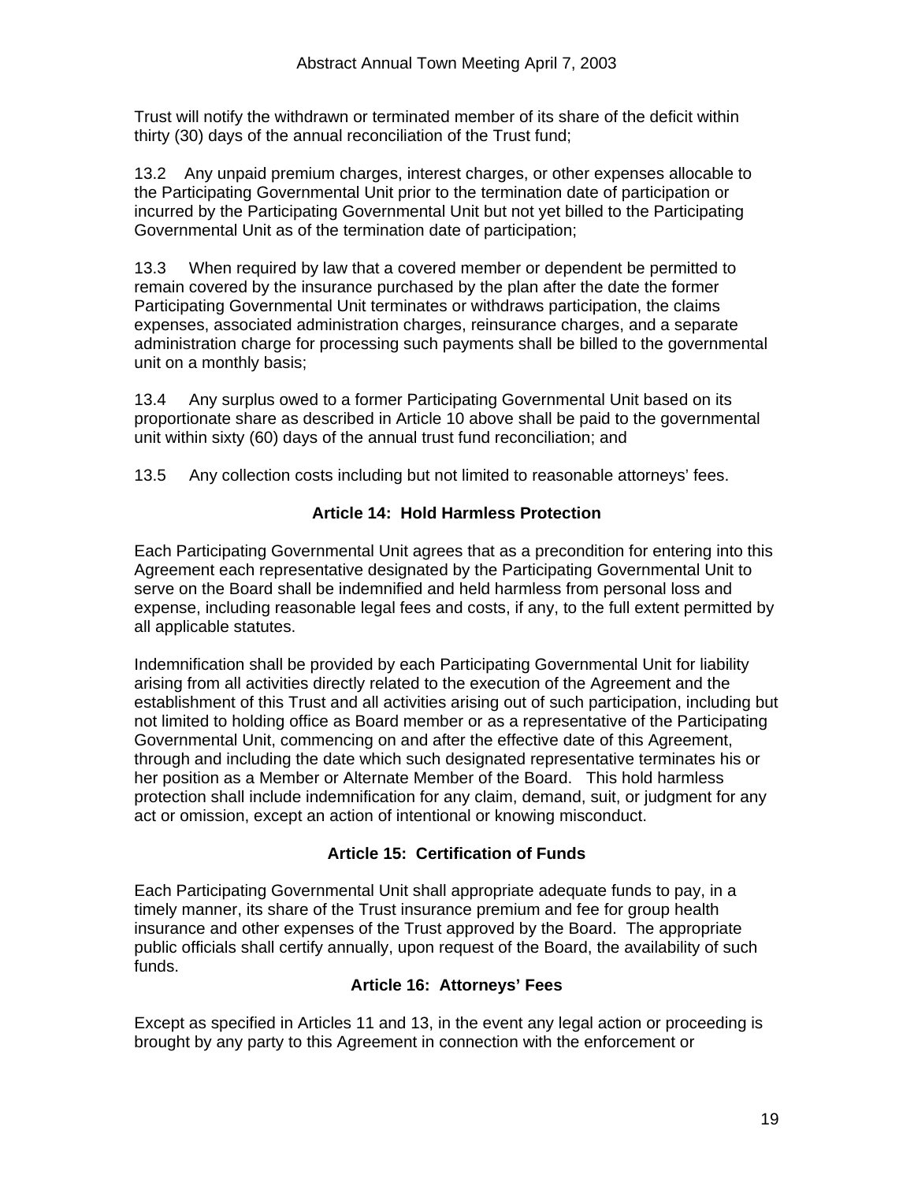Trust will notify the withdrawn or terminated member of its share of the deficit within thirty (30) days of the annual reconciliation of the Trust fund;

13.2 Any unpaid premium charges, interest charges, or other expenses allocable to the Participating Governmental Unit prior to the termination date of participation or incurred by the Participating Governmental Unit but not yet billed to the Participating Governmental Unit as of the termination date of participation;

13.3 When required by law that a covered member or dependent be permitted to remain covered by the insurance purchased by the plan after the date the former Participating Governmental Unit terminates or withdraws participation, the claims expenses, associated administration charges, reinsurance charges, and a separate administration charge for processing such payments shall be billed to the governmental unit on a monthly basis;

13.4 Any surplus owed to a former Participating Governmental Unit based on its proportionate share as described in Article 10 above shall be paid to the governmental unit within sixty (60) days of the annual trust fund reconciliation; and

13.5 Any collection costs including but not limited to reasonable attorneys' fees.

### Article 14: Hold Harmless Protection

Each Participating Governmental Unit agrees that as a precondition for entering into this Agreement each representative designated by the Participating Governmental Unit to serve on the Board shall be indemnified and held harmless from personal loss and expense, including reasonable legal fees and costs, if any, to the full extent permitted by all applicable statutes.

Indemnification shall be provided by each Participating Governmental Unit for liability arising from all activities directly related to the execution of the Agreement and the establishment of this Trust and all activities arising out of such participation, including but not limited to holding office as Board member or as a representative of the Participating Governmental Unit, commencing on and after the effective date of this Agreement, through and including the date which such designated representative terminates his or her position as a Member or Alternate Member of the Board. This hold harmless protection shall include indemnification for any claim, demand, suit, or judgment for any act or omission, except an action of intentional or knowing misconduct.

### Article 15: Certification of Funds

Each Participating Governmental Unit shall appropriate adequate funds to pay, in a timely manner, its share of the Trust insurance premium and fee for group health insurance and other expenses of the Trust approved by the Board. The appropriate public officials shall certify annually, upon request of the Board, the availability of such funds.

### Article 16: Attorneys' Fees

Except as specified in Articles 11 and 13, in the event any legal action or proceeding is brought by any party to this Agreement in connection with the enforcement or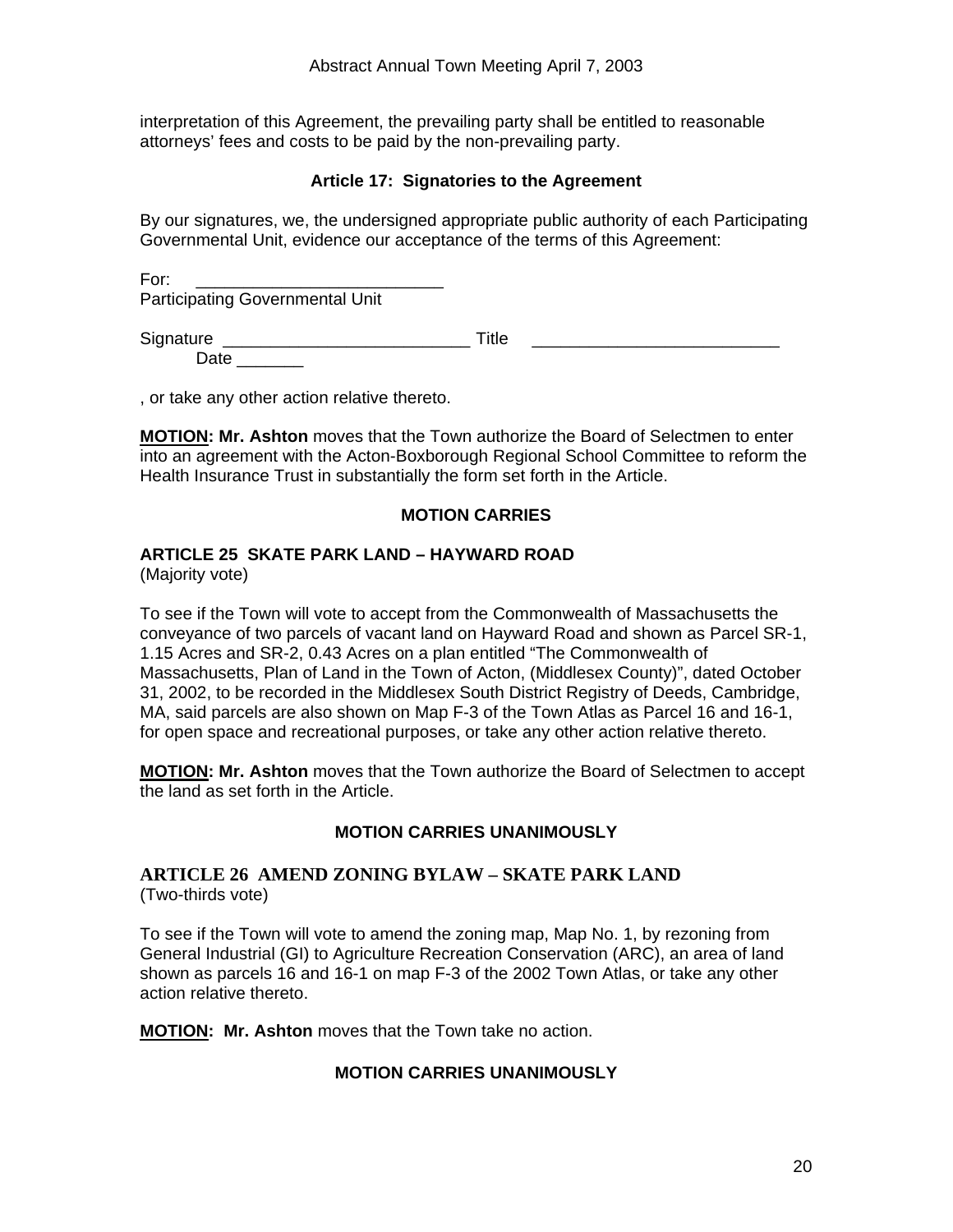interpretation of this Agreement, the prevailing party shall be entitled to reasonable attorneys' fees and costs to be paid by the non-prevailing party.

**Article 17: Signatories to the Agreement**

By our signatures, we, the undersigned appropriate public authority of each Participating Governmental Unit, evidence our acceptance of the terms of this Agreement:

For: ___________________________
Participating Governmental Unit

Signature ___________________________ Title ___________________________
Date ________

, or take any other action relative thereto.

**MOTION: Mr. Ashton** moves that the Town authorize the Board of Selectmen to enter into an agreement with the Acton-Boxborough Regional School Committee to reform the Health Insurance Trust in substantially the form set forth in the Article.

**MOTION CARRIES**

## ARTICLE 25 SKATE PARK LAND – HAYWARD ROAD

(Majority vote)

To see if the Town will vote to accept from the Commonwealth of Massachusetts the conveyance of two parcels of vacant land on Hayward Road and shown as Parcel SR-1, 1.15 Acres and SR-2, 0.43 Acres on a plan entitled "The Commonwealth of Massachusetts, Plan of Land in the Town of Acton, (Middlesex County)", dated October 31, 2002, to be recorded in the Middlesex South District Registry of Deeds, Cambridge, MA, said parcels are also shown on Map F-3 of the Town Atlas as Parcel 16 and 16-1, for open space and recreational purposes, or take any other action relative thereto.

**MOTION: Mr. Ashton** moves that the Town authorize the Board of Selectmen to accept the land as set forth in the Article.

**MOTION CARRIES UNANIMOUSLY**

## ARTICLE 26 AMEND ZONING BYLAW – SKATE PARK LAND

(Two-thirds vote)

To see if the Town will vote to amend the zoning map, Map No. 1, by rezoning from General Industrial (GI) to Agriculture Recreation Conservation (ARC), an area of land shown as parcels 16 and 16-1 on map F-3 of the 2002 Town Atlas, or take any other action relative thereto.

**MOTION: Mr. Ashton** moves that the Town take no action.

**MOTION CARRIES UNANIMOUSLY**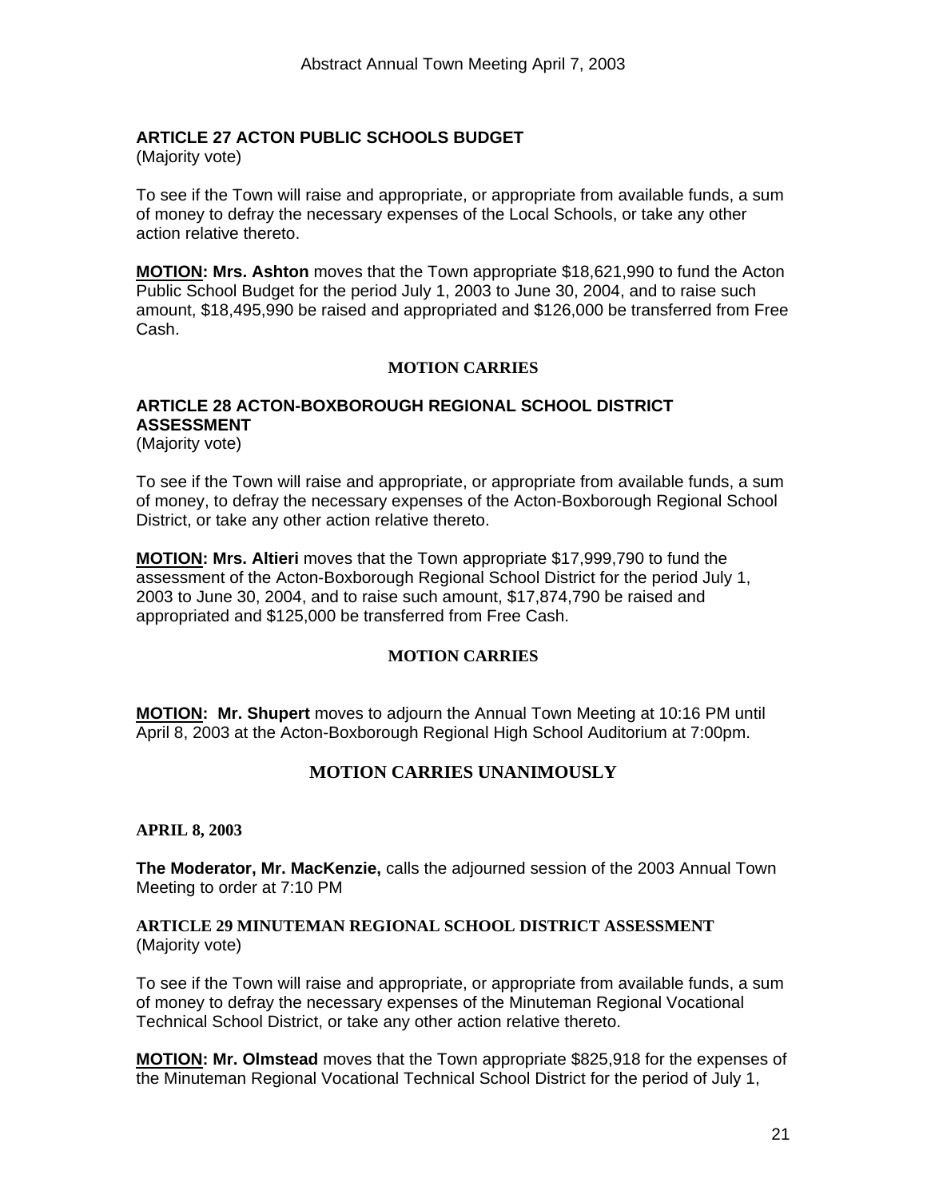### ARTICLE 27 ACTON PUBLIC SCHOOLS BUDGET

(Majority vote)

To see if the Town will raise and appropriate, or appropriate from available funds, a sum of money to defray the necessary expenses of the Local Schools, or take any other action relative thereto.

**MOTION: Mrs. Ashton** moves that the Town appropriate $18,621,990 to fund the Acton Public School Budget for the period July 1, 2003 to June 30, 2004, and to raise such amount, $18,495,990 be raised and appropriated and $126,000 be transferred from Free Cash.

**MOTION CARRIES**

### ARTICLE 28 ACTON-BOXBOROUGH REGIONAL SCHOOL DISTRICT ASSESSMENT

(Majority vote)

To see if the Town will raise and appropriate, or appropriate from available funds, a sum of money, to defray the necessary expenses of the Acton-Boxborough Regional School District, or take any other action relative thereto.

**MOTION: Mrs. Altieri** moves that the Town appropriate $17,999,790 to fund the assessment of the Acton-Boxborough Regional School District for the period July 1, 2003 to June 30, 2004, and to raise such amount, $17,874,790 be raised and appropriated and $125,000 be transferred from Free Cash.

**MOTION CARRIES**

**MOTION: Mr. Shupert** moves to adjourn the Annual Town Meeting at 10:16 PM until April 8, 2003 at the Acton-Boxborough Regional High School Auditorium at 7:00pm.

**MOTION CARRIES UNANIMOUSLY**

**APRIL 8, 2003**

**The Moderator, Mr. MacKenzie,** calls the adjourned session of the 2003 Annual Town Meeting to order at 7:10 PM

### ARTICLE 29 MINUTEMAN REGIONAL SCHOOL DISTRICT ASSESSMENT

(Majority vote)

To see if the Town will raise and appropriate, or appropriate from available funds, a sum of money to defray the necessary expenses of the Minuteman Regional Vocational Technical School District, or take any other action relative thereto.

**MOTION: Mr. Olmstead** moves that the Town appropriate $825,918 for the expenses of the Minuteman Regional Vocational Technical School District for the period of July 1,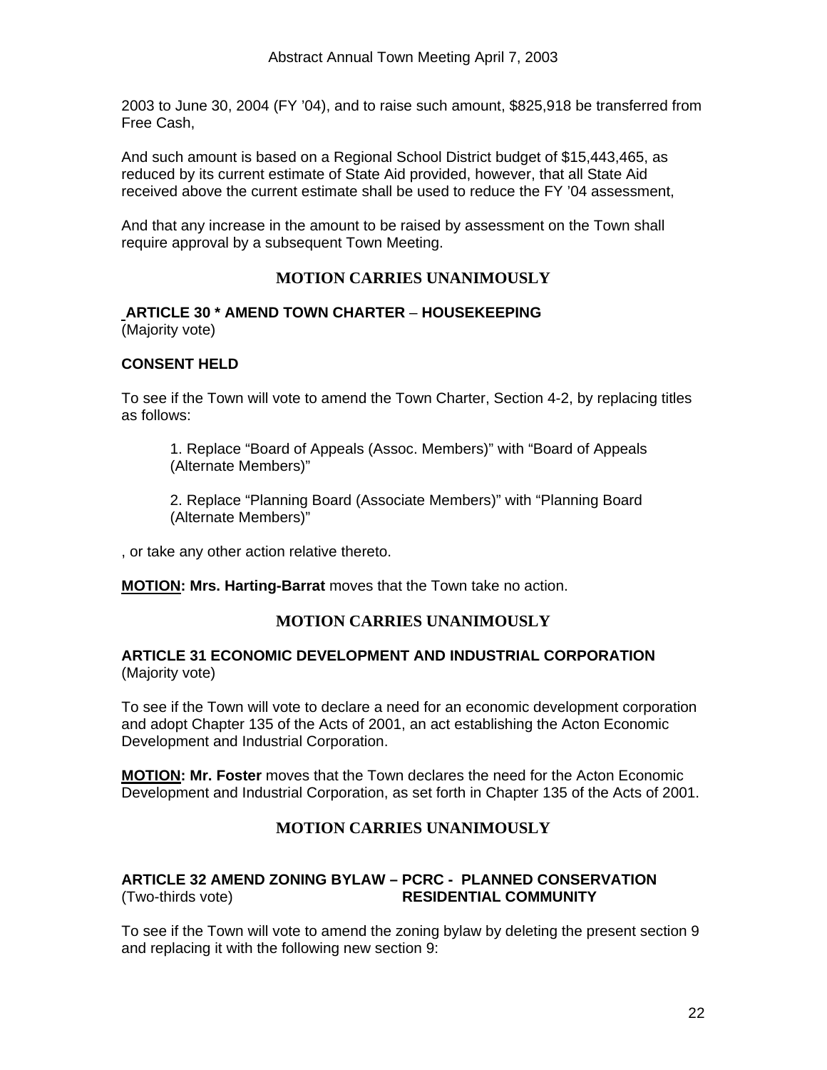2003 to June 30, 2004 (FY '04), and to raise such amount, $825,918 be transferred from Free Cash,

And such amount is based on a Regional School District budget of $15,443,465, as reduced by its current estimate of State Aid provided, however, that all State Aid received above the current estimate shall be used to reduce the FY '04 assessment,

And that any increase in the amount to be raised by assessment on the Town shall require approval by a subsequent Town Meeting.

**MOTION CARRIES UNANIMOUSLY**

**ARTICLE 30 * AMEND TOWN CHARTER – HOUSEKEEPING**
(Majority vote)

**CONSENT HELD**

To see if the Town will vote to amend the Town Charter, Section 4-2, by replacing titles as follows:

1. Replace "Board of Appeals (Assoc. Members)" with "Board of Appeals (Alternate Members)"

2. Replace "Planning Board (Associate Members)" with "Planning Board (Alternate Members)"

, or take any other action relative thereto.

**MOTION: Mrs. Harting-Barrat** moves that the Town take no action.

**MOTION CARRIES UNANIMOUSLY**

**ARTICLE 31 ECONOMIC DEVELOPMENT AND INDUSTRIAL CORPORATION**
(Majority vote)

To see if the Town will vote to declare a need for an economic development corporation and adopt Chapter 135 of the Acts of 2001, an act establishing the Acton Economic Development and Industrial Corporation.

**MOTION: Mr. Foster** moves that the Town declares the need for the Acton Economic Development and Industrial Corporation, as set forth in Chapter 135 of the Acts of 2001.

**MOTION CARRIES UNANIMOUSLY**

**ARTICLE 32 AMEND ZONING BYLAW – PCRC - PLANNED CONSERVATION RESIDENTIAL COMMUNITY**
(Two-thirds vote)

To see if the Town will vote to amend the zoning bylaw by deleting the present section 9 and replacing it with the following new section 9: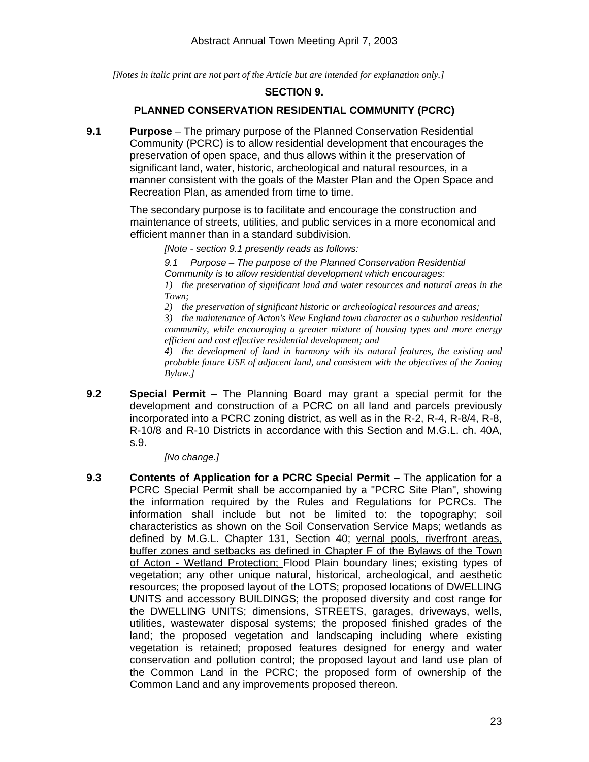*[Notes in italic print are not part of the Article but are intended for explanation only.]*

## SECTION 9.

## PLANNED CONSERVATION RESIDENTIAL COMMUNITY (PCRC)

**9.1 Purpose** – The primary purpose of the Planned Conservation Residential Community (PCRC) is to allow residential development that encourages the preservation of open space, and thus allows within it the preservation of significant land, water, historic, archeological and natural resources, in a manner consistent with the goals of the Master Plan and the Open Space and Recreation Plan, as amended from time to time.

The secondary purpose is to facilitate and encourage the construction and maintenance of streets, utilities, and public services in a more economical and efficient manner than in a standard subdivision.

*[Note - section 9.1 presently reads as follows:*

*9.1 Purpose – The purpose of the Planned Conservation Residential Community is to allow residential development which encourages:*

*1) the preservation of significant land and water resources and natural areas in the Town;*

*2) the preservation of significant historic or archeological resources and areas;*

*3) the maintenance of Acton's New England town character as a suburban residential community, while encouraging a greater mixture of housing types and more energy efficient and cost effective residential development; and*

*4) the development of land in harmony with its natural features, the existing and probable future USE of adjacent land, and consistent with the objectives of the Zoning Bylaw.]*

**9.2 Special Permit** – The Planning Board may grant a special permit for the development and construction of a PCRC on all land and parcels previously incorporated into a PCRC zoning district, as well as in the R-2, R-4, R-8/4, R-8, R-10/8 and R-10 Districts in accordance with this Section and M.G.L. ch. 40A, s.9.

*[No change.]*

**9.3 Contents of Application for a PCRC Special Permit** – The application for a PCRC Special Permit shall be accompanied by a "PCRC Site Plan", showing the information required by the Rules and Regulations for PCRCs. The information shall include but not be limited to: the topography; soil characteristics as shown on the Soil Conservation Service Maps; wetlands as defined by M.G.L. Chapter 131, Section 40; <u>vernal pools, riverfront areas, buffer zones and setbacks as defined in Chapter F of the Bylaws of the Town of Acton - Wetland Protection;</u> Flood Plain boundary lines; existing types of vegetation; any other unique natural, historical, archeological, and aesthetic resources; the proposed layout of the LOTS; proposed locations of DWELLING UNITS and accessory BUILDINGS; the proposed diversity and cost range for the DWELLING UNITS; dimensions, STREETS, garages, driveways, wells, utilities, wastewater disposal systems; the proposed finished grades of the land; the proposed vegetation and landscaping including where existing vegetation is retained; proposed features designed for energy and water conservation and pollution control; the proposed layout and land use plan of the Common Land in the PCRC; the proposed form of ownership of the Common Land and any improvements proposed thereon.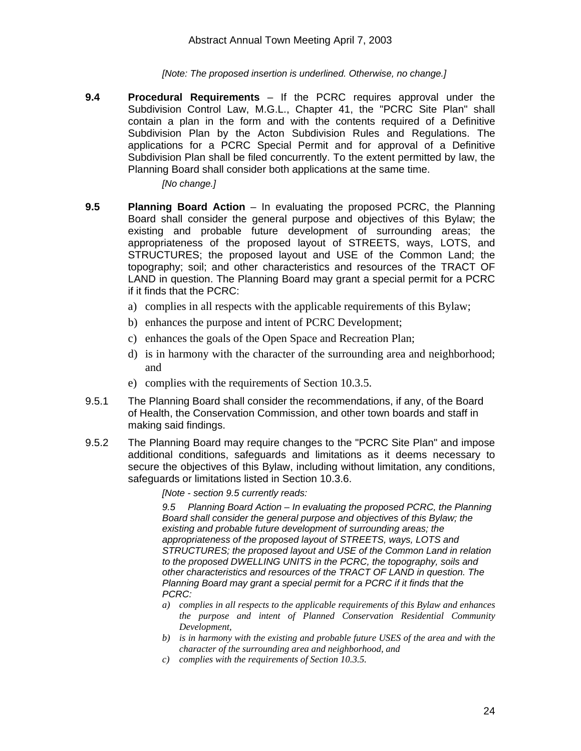*[Note: The proposed insertion is underlined. Otherwise, no change.]*

**9.4 Procedural Requirements** – If the PCRC requires approval under the Subdivision Control Law, M.G.L., Chapter 41, the "PCRC Site Plan" shall contain a plan in the form and with the contents required of a Definitive Subdivision Plan by the Acton Subdivision Rules and Regulations. The applications for a PCRC Special Permit and for approval of a Definitive Subdivision Plan shall be filed concurrently. To the extent permitted by law, the Planning Board shall consider both applications at the same time.

*[No change.]*

**9.5 Planning Board Action** – In evaluating the proposed PCRC, the Planning Board shall consider the general purpose and objectives of this Bylaw; the existing and probable future development of surrounding areas; the appropriateness of the proposed layout of STREETS, ways, LOTS, and STRUCTURES; the proposed layout and USE of the Common Land; the topography; soil; and other characteristics and resources of the TRACT OF LAND in question. The Planning Board may grant a special permit for a PCRC if it finds that the PCRC:

a) complies in all respects with the applicable requirements of this Bylaw;
b) enhances the purpose and intent of PCRC Development;
c) enhances the goals of the Open Space and Recreation Plan;
d) is in harmony with the character of the surrounding area and neighborhood; and
e) complies with the requirements of Section 10.3.5.

9.5.1 The Planning Board shall consider the recommendations, if any, of the Board of Health, the Conservation Commission, and other town boards and staff in making said findings.

9.5.2 The Planning Board may require changes to the "PCRC Site Plan" and impose additional conditions, safeguards and limitations as it deems necessary to secure the objectives of this Bylaw, including without limitation, any conditions, safeguards or limitations listed in Section 10.3.6.

*[Note - section 9.5 currently reads:*

*9.5 Planning Board Action – In evaluating the proposed PCRC, the Planning Board shall consider the general purpose and objectives of this Bylaw; the existing and probable future development of surrounding areas; the appropriateness of the proposed layout of STREETS, ways, LOTS and STRUCTURES; the proposed layout and USE of the Common Land in relation to the proposed DWELLING UNITS in the PCRC, the topography, soils and other characteristics and resources of the TRACT OF LAND in question. The Planning Board may grant a special permit for a PCRC if it finds that the PCRC:*

*a) complies in all respects to the applicable requirements of this Bylaw and enhances the purpose and intent of Planned Conservation Residential Community Development,*
*b) is in harmony with the existing and probable future USES of the area and with the character of the surrounding area and neighborhood, and*
*c) complies with the requirements of Section 10.3.5.*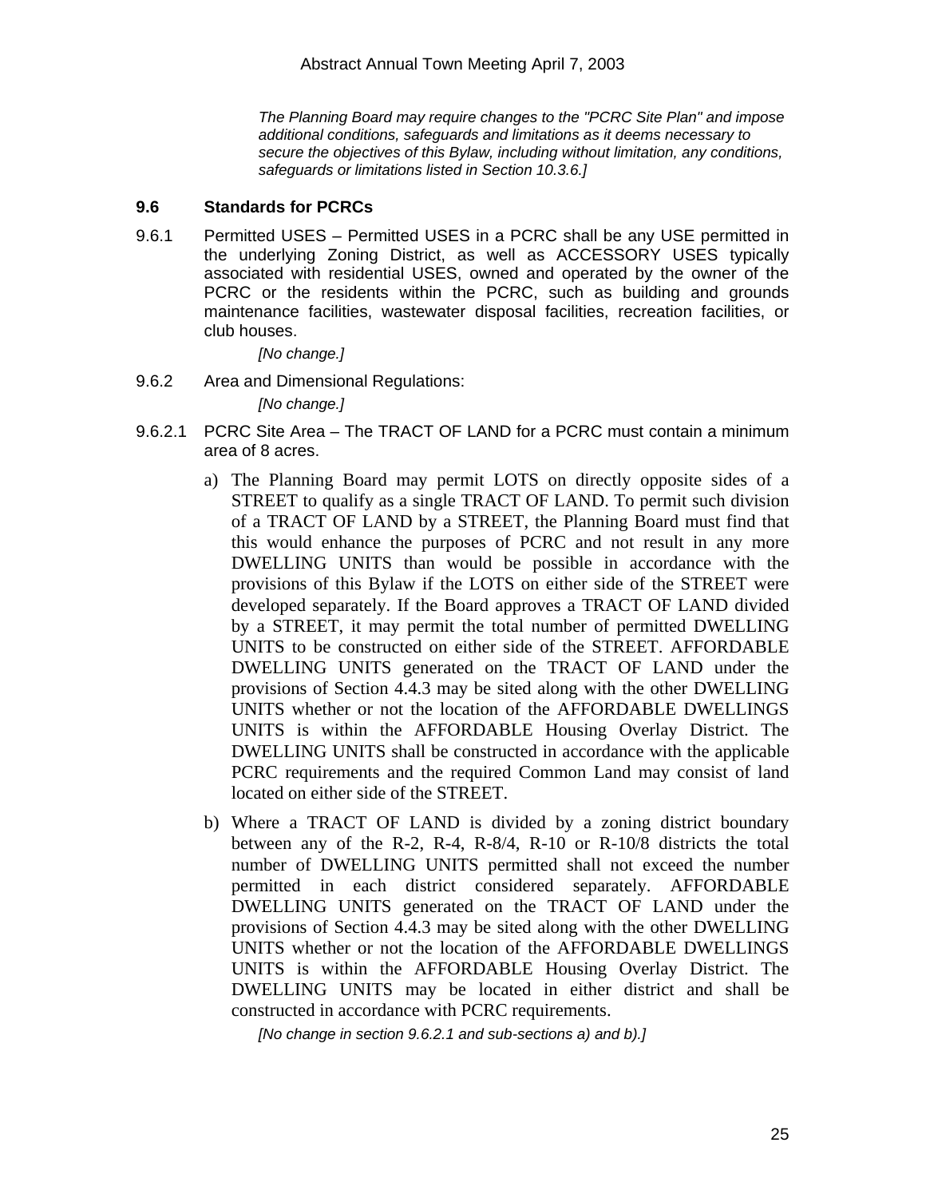*The Planning Board may require changes to the "PCRC Site Plan" and impose additional conditions, safeguards and limitations as it deems necessary to secure the objectives of this Bylaw, including without limitation, any conditions, safeguards or limitations listed in Section 10.3.6.]*

**9.6 Standards for PCRCs**

9.6.1 Permitted USES – Permitted USES in a PCRC shall be any USE permitted in the underlying Zoning District, as well as ACCESSORY USES typically associated with residential USES, owned and operated by the owner of the PCRC or the residents within the PCRC, such as building and grounds maintenance facilities, wastewater disposal facilities, recreation facilities, or club houses.

*[No change.]*

9.6.2 Area and Dimensional Regulations:

*[No change.]*

9.6.2.1 PCRC Site Area – The TRACT OF LAND for a PCRC must contain a minimum area of 8 acres.

a) The Planning Board may permit LOTS on directly opposite sides of a STREET to qualify as a single TRACT OF LAND. To permit such division of a TRACT OF LAND by a STREET, the Planning Board must find that this would enhance the purposes of PCRC and not result in any more DWELLING UNITS than would be possible in accordance with the provisions of this Bylaw if the LOTS on either side of the STREET were developed separately. If the Board approves a TRACT OF LAND divided by a STREET, it may permit the total number of permitted DWELLING UNITS to be constructed on either side of the STREET. AFFORDABLE DWELLING UNITS generated on the TRACT OF LAND under the provisions of Section 4.4.3 may be sited along with the other DWELLING UNITS whether or not the location of the AFFORDABLE DWELLINGS UNITS is within the AFFORDABLE Housing Overlay District. The DWELLING UNITS shall be constructed in accordance with the applicable PCRC requirements and the required Common Land may consist of land located on either side of the STREET.

b) Where a TRACT OF LAND is divided by a zoning district boundary between any of the R-2, R-4, R-8/4, R-10 or R-10/8 districts the total number of DWELLING UNITS permitted shall not exceed the number permitted in each district considered separately. AFFORDABLE DWELLING UNITS generated on the TRACT OF LAND under the provisions of Section 4.4.3 may be sited along with the other DWELLING UNITS whether or not the location of the AFFORDABLE DWELLINGS UNITS is within the AFFORDABLE Housing Overlay District. The DWELLING UNITS may be located in either district and shall be constructed in accordance with PCRC requirements.

*[No change in section 9.6.2.1 and sub-sections a) and b).]*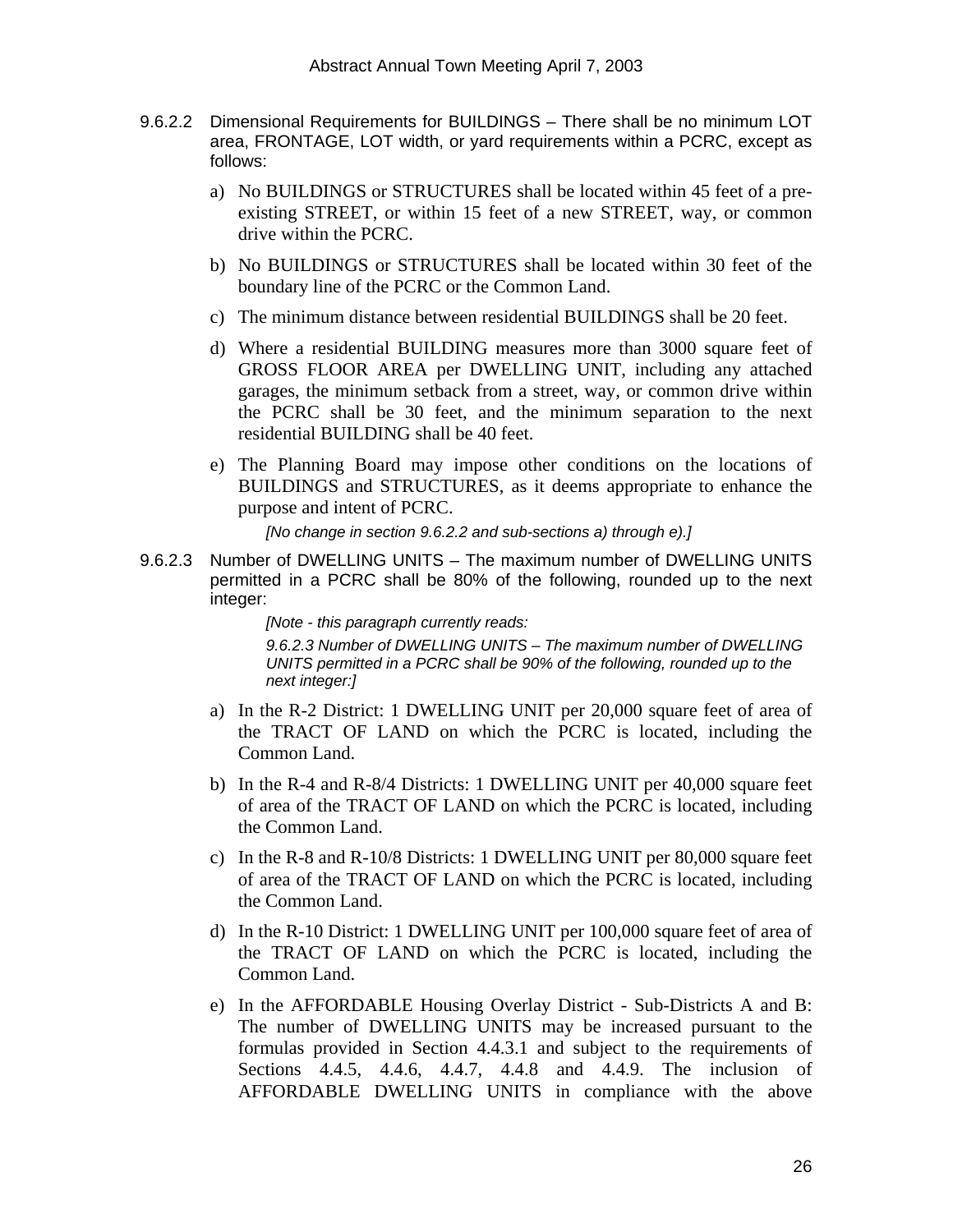9.6.2.2 Dimensional Requirements for BUILDINGS – There shall be no minimum LOT area, FRONTAGE, LOT width, or yard requirements within a PCRC, except as follows:

a) No BUILDINGS or STRUCTURES shall be located within 45 feet of a pre-existing STREET, or within 15 feet of a new STREET, way, or common drive within the PCRC.

b) No BUILDINGS or STRUCTURES shall be located within 30 feet of the boundary line of the PCRC or the Common Land.

c) The minimum distance between residential BUILDINGS shall be 20 feet.

d) Where a residential BUILDING measures more than 3000 square feet of GROSS FLOOR AREA per DWELLING UNIT, including any attached garages, the minimum setback from a street, way, or common drive within the PCRC shall be 30 feet, and the minimum separation to the next residential BUILDING shall be 40 feet.

e) The Planning Board may impose other conditions on the locations of BUILDINGS and STRUCTURES, as it deems appropriate to enhance the purpose and intent of PCRC.

*[No change in section 9.6.2.2 and sub-sections a) through e).]*

9.6.2.3 Number of DWELLING UNITS – The maximum number of DWELLING UNITS permitted in a PCRC shall be 80% of the following, rounded up to the next integer:

*[Note - this paragraph currently reads:*

*9.6.2.3 Number of DWELLING UNITS – The maximum number of DWELLING UNITS permitted in a PCRC shall be 90% of the following, rounded up to the next integer:]*

a) In the R-2 District: 1 DWELLING UNIT per 20,000 square feet of area of the TRACT OF LAND on which the PCRC is located, including the Common Land.

b) In the R-4 and R-8/4 Districts: 1 DWELLING UNIT per 40,000 square feet of area of the TRACT OF LAND on which the PCRC is located, including the Common Land.

c) In the R-8 and R-10/8 Districts: 1 DWELLING UNIT per 80,000 square feet of area of the TRACT OF LAND on which the PCRC is located, including the Common Land.

d) In the R-10 District: 1 DWELLING UNIT per 100,000 square feet of area of the TRACT OF LAND on which the PCRC is located, including the Common Land.

e) In the AFFORDABLE Housing Overlay District - Sub-Districts A and B: The number of DWELLING UNITS may be increased pursuant to the formulas provided in Section 4.4.3.1 and subject to the requirements of Sections 4.4.5, 4.4.6, 4.4.7, 4.4.8 and 4.4.9. The inclusion of AFFORDABLE DWELLING UNITS in compliance with the above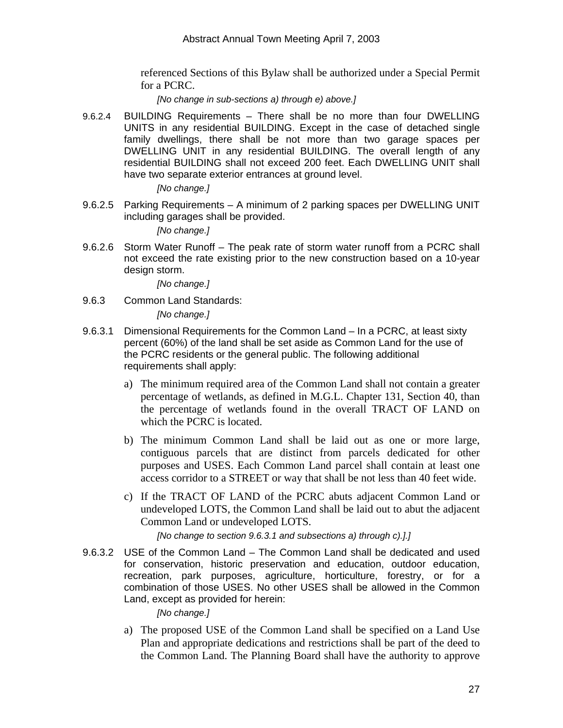referenced Sections of this Bylaw shall be authorized under a Special Permit for a PCRC.

*[No change in sub-sections a) through e) above.]*

9.6.2.4 BUILDING Requirements – There shall be no more than four DWELLING UNITS in any residential BUILDING. Except in the case of detached single family dwellings, there shall be not more than two garage spaces per DWELLING UNIT in any residential BUILDING. The overall length of any residential BUILDING shall not exceed 200 feet. Each DWELLING UNIT shall have two separate exterior entrances at ground level.

*[No change.]*

9.6.2.5 Parking Requirements – A minimum of 2 parking spaces per DWELLING UNIT including garages shall be provided.

*[No change.]*

9.6.2.6 Storm Water Runoff – The peak rate of storm water runoff from a PCRC shall not exceed the rate existing prior to the new construction based on a 10-year design storm.

*[No change.]*

9.6.3 Common Land Standards:

*[No change.]*

9.6.3.1 Dimensional Requirements for the Common Land – In a PCRC, at least sixty percent (60%) of the land shall be set aside as Common Land for the use of the PCRC residents or the general public. The following additional requirements shall apply:

a) The minimum required area of the Common Land shall not contain a greater percentage of wetlands, as defined in M.G.L. Chapter 131, Section 40, than the percentage of wetlands found in the overall TRACT OF LAND on which the PCRC is located.

b) The minimum Common Land shall be laid out as one or more large, contiguous parcels that are distinct from parcels dedicated for other purposes and USES. Each Common Land parcel shall contain at least one access corridor to a STREET or way that shall be not less than 40 feet wide.

c) If the TRACT OF LAND of the PCRC abuts adjacent Common Land or undeveloped LOTS, the Common Land shall be laid out to abut the adjacent Common Land or undeveloped LOTS.

*[No change to section 9.6.3.1 and subsections a) through c).].]*

9.6.3.2 USE of the Common Land – The Common Land shall be dedicated and used for conservation, historic preservation and education, outdoor education, recreation, park purposes, agriculture, horticulture, forestry, or for a combination of those USES. No other USES shall be allowed in the Common Land, except as provided for herein:

*[No change.]*

a) The proposed USE of the Common Land shall be specified on a Land Use Plan and appropriate dedications and restrictions shall be part of the deed to the Common Land. The Planning Board shall have the authority to approve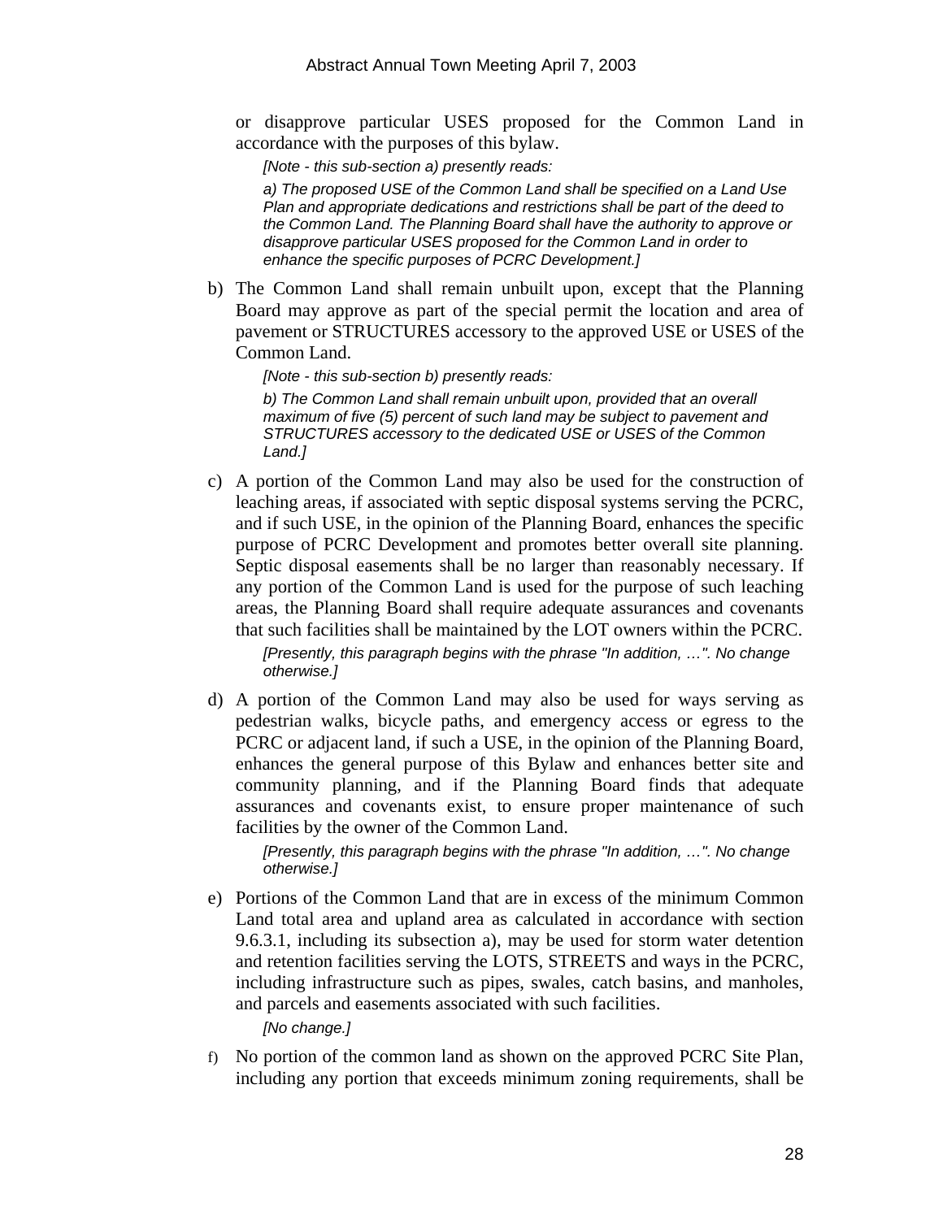or disapprove particular USES proposed for the Common Land in accordance with the purposes of this bylaw.

*[Note - this sub-section a) presently reads:*

*a) The proposed USE of the Common Land shall be specified on a Land Use Plan and appropriate dedications and restrictions shall be part of the deed to the Common Land. The Planning Board shall have the authority to approve or disapprove particular USES proposed for the Common Land in order to enhance the specific purposes of PCRC Development.]*

b) The Common Land shall remain unbuilt upon, except that the Planning Board may approve as part of the special permit the location and area of pavement or STRUCTURES accessory to the approved USE or USES of the Common Land.

*[Note - this sub-section b) presently reads:*

*b) The Common Land shall remain unbuilt upon, provided that an overall maximum of five (5) percent of such land may be subject to pavement and STRUCTURES accessory to the dedicated USE or USES of the Common Land.]*

c) A portion of the Common Land may also be used for the construction of leaching areas, if associated with septic disposal systems serving the PCRC, and if such USE, in the opinion of the Planning Board, enhances the specific purpose of PCRC Development and promotes better overall site planning. Septic disposal easements shall be no larger than reasonably necessary. If any portion of the Common Land is used for the purpose of such leaching areas, the Planning Board shall require adequate assurances and covenants that such facilities shall be maintained by the LOT owners within the PCRC.

*[Presently, this paragraph begins with the phrase "In addition, …". No change otherwise.]*

d) A portion of the Common Land may also be used for ways serving as pedestrian walks, bicycle paths, and emergency access or egress to the PCRC or adjacent land, if such a USE, in the opinion of the Planning Board, enhances the general purpose of this Bylaw and enhances better site and community planning, and if the Planning Board finds that adequate assurances and covenants exist, to ensure proper maintenance of such facilities by the owner of the Common Land.

*[Presently, this paragraph begins with the phrase "In addition, …". No change otherwise.]*

e) Portions of the Common Land that are in excess of the minimum Common Land total area and upland area as calculated in accordance with section 9.6.3.1, including its subsection a), may be used for storm water detention and retention facilities serving the LOTS, STREETS and ways in the PCRC, including infrastructure such as pipes, swales, catch basins, and manholes, and parcels and easements associated with such facilities.

*[No change.]*

f) No portion of the common land as shown on the approved PCRC Site Plan, including any portion that exceeds minimum zoning requirements, shall be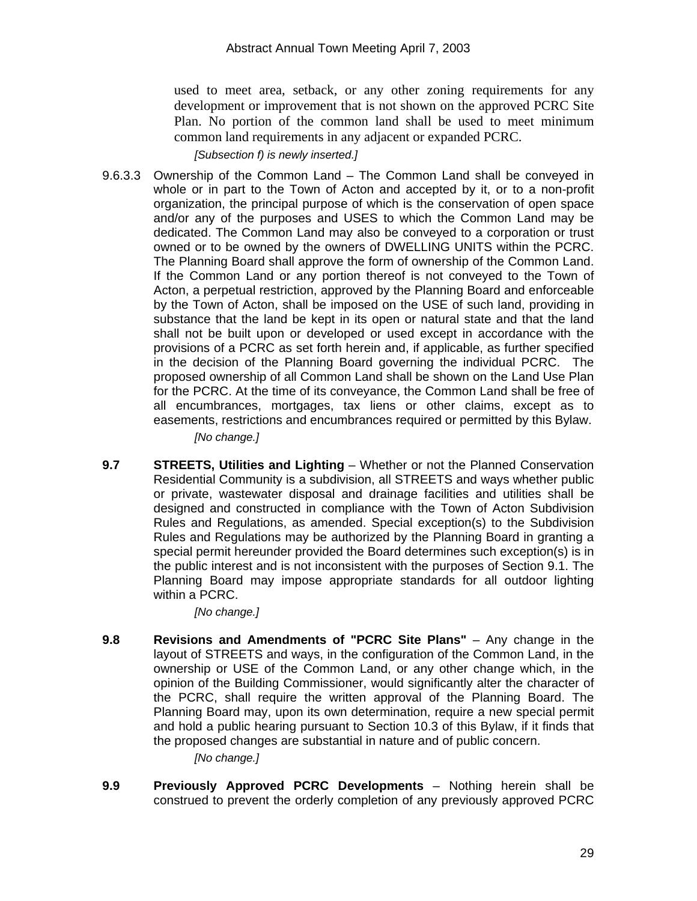used to meet area, setback, or any other zoning requirements for any development or improvement that is not shown on the approved PCRC Site Plan. No portion of the common land shall be used to meet minimum common land requirements in any adjacent or expanded PCRC.

*[Subsection f) is newly inserted.]*

9.6.3.3 Ownership of the Common Land – The Common Land shall be conveyed in whole or in part to the Town of Acton and accepted by it, or to a non-profit organization, the principal purpose of which is the conservation of open space and/or any of the purposes and USES to which the Common Land may be dedicated. The Common Land may also be conveyed to a corporation or trust owned or to be owned by the owners of DWELLING UNITS within the PCRC. The Planning Board shall approve the form of ownership of the Common Land. If the Common Land or any portion thereof is not conveyed to the Town of Acton, a perpetual restriction, approved by the Planning Board and enforceable by the Town of Acton, shall be imposed on the USE of such land, providing in substance that the land be kept in its open or natural state and that the land shall not be built upon or developed or used except in accordance with the provisions of a PCRC as set forth herein and, if applicable, as further specified in the decision of the Planning Board governing the individual PCRC. The proposed ownership of all Common Land shall be shown on the Land Use Plan for the PCRC. At the time of its conveyance, the Common Land shall be free of all encumbrances, mortgages, tax liens or other claims, except as to easements, restrictions and encumbrances required or permitted by this Bylaw.

*[No change.]*

**9.7 STREETS, Utilities and Lighting** – Whether or not the Planned Conservation Residential Community is a subdivision, all STREETS and ways whether public or private, wastewater disposal and drainage facilities and utilities shall be designed and constructed in compliance with the Town of Acton Subdivision Rules and Regulations, as amended. Special exception(s) to the Subdivision Rules and Regulations may be authorized by the Planning Board in granting a special permit hereunder provided the Board determines such exception(s) is in the public interest and is not inconsistent with the purposes of Section 9.1. The Planning Board may impose appropriate standards for all outdoor lighting within a PCRC.

*[No change.]*

**9.8 Revisions and Amendments of "PCRC Site Plans"** – Any change in the layout of STREETS and ways, in the configuration of the Common Land, in the ownership or USE of the Common Land, or any other change which, in the opinion of the Building Commissioner, would significantly alter the character of the PCRC, shall require the written approval of the Planning Board. The Planning Board may, upon its own determination, require a new special permit and hold a public hearing pursuant to Section 10.3 of this Bylaw, if it finds that the proposed changes are substantial in nature and of public concern.

*[No change.]*

**9.9 Previously Approved PCRC Developments** – Nothing herein shall be construed to prevent the orderly completion of any previously approved PCRC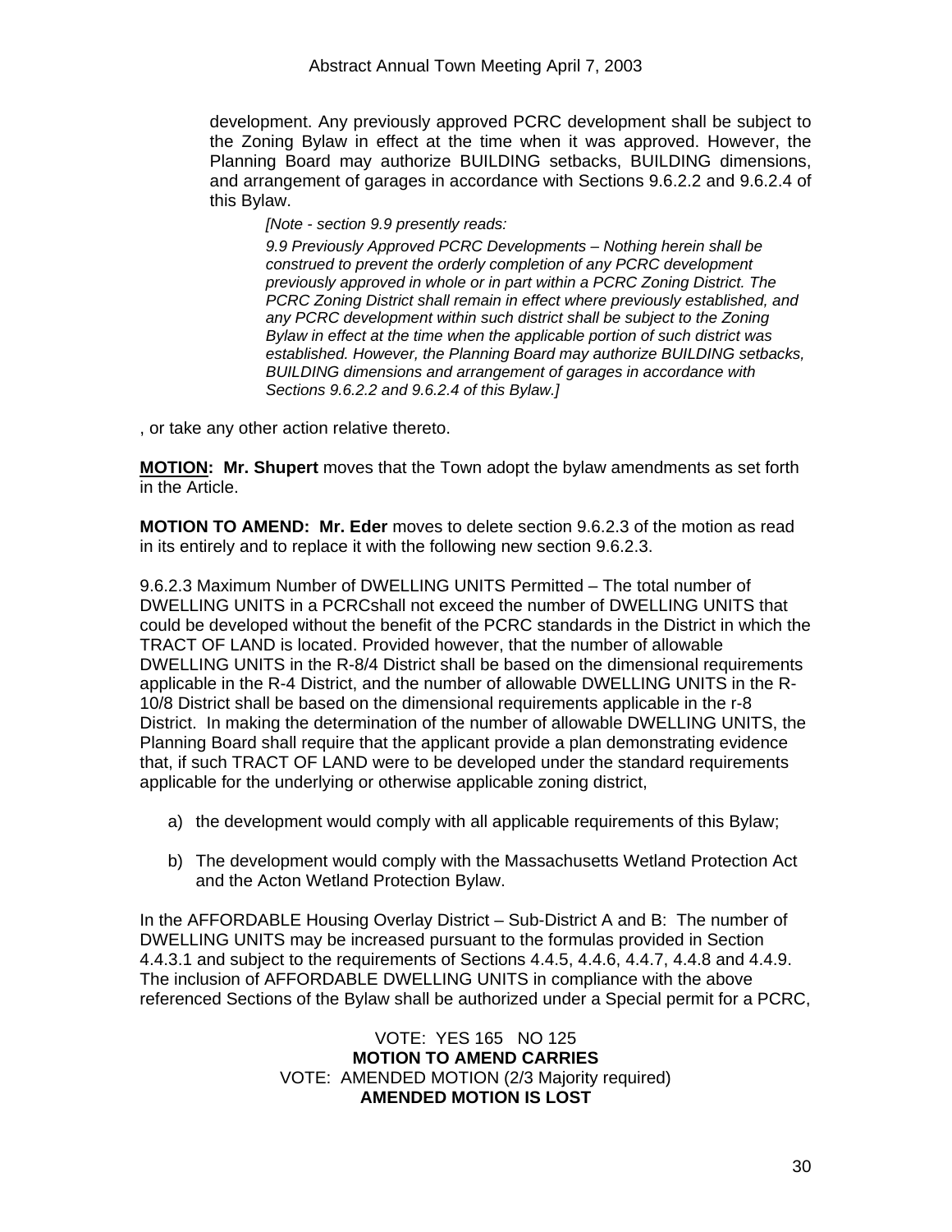development. Any previously approved PCRC development shall be subject to the Zoning Bylaw in effect at the time when it was approved. However, the Planning Board may authorize BUILDING setbacks, BUILDING dimensions, and arrangement of garages in accordance with Sections 9.6.2.2 and 9.6.2.4 of this Bylaw.

> *[Note - section 9.9 presently reads:*
>
> *9.9 Previously Approved PCRC Developments – Nothing herein shall be construed to prevent the orderly completion of any PCRC development previously approved in whole or in part within a PCRC Zoning District. The PCRC Zoning District shall remain in effect where previously established, and any PCRC development within such district shall be subject to the Zoning Bylaw in effect at the time when the applicable portion of such district was established. However, the Planning Board may authorize BUILDING setbacks, BUILDING dimensions and arrangement of garages in accordance with Sections 9.6.2.2 and 9.6.2.4 of this Bylaw.]*

, or take any other action relative thereto.

**MOTION: Mr. Shupert** moves that the Town adopt the bylaw amendments as set forth in the Article.

**MOTION TO AMEND: Mr. Eder** moves to delete section 9.6.2.3 of the motion as read in its entirely and to replace it with the following new section 9.6.2.3.

9.6.2.3 Maximum Number of DWELLING UNITS Permitted – The total number of DWELLING UNITS in a PCRCshall not exceed the number of DWELLING UNITS that could be developed without the benefit of the PCRC standards in the District in which the TRACT OF LAND is located. Provided however, that the number of allowable DWELLING UNITS in the R-8/4 District shall be based on the dimensional requirements applicable in the R-4 District, and the number of allowable DWELLING UNITS in the R-10/8 District shall be based on the dimensional requirements applicable in the r-8 District. In making the determination of the number of allowable DWELLING UNITS, the Planning Board shall require that the applicant provide a plan demonstrating evidence that, if such TRACT OF LAND were to be developed under the standard requirements applicable for the underlying or otherwise applicable zoning district,

a) the development would comply with all applicable requirements of this Bylaw;

b) The development would comply with the Massachusetts Wetland Protection Act and the Acton Wetland Protection Bylaw.

In the AFFORDABLE Housing Overlay District – Sub-District A and B: The number of DWELLING UNITS may be increased pursuant to the formulas provided in Section 4.4.3.1 and subject to the requirements of Sections 4.4.5, 4.4.6, 4.4.7, 4.4.8 and 4.4.9. The inclusion of AFFORDABLE DWELLING UNITS in compliance with the above referenced Sections of the Bylaw shall be authorized under a Special permit for a PCRC,

VOTE: YES 165 NO 125
**MOTION TO AMEND CARRIES**
VOTE: AMENDED MOTION (2/3 Majority required)
**AMENDED MOTION IS LOST**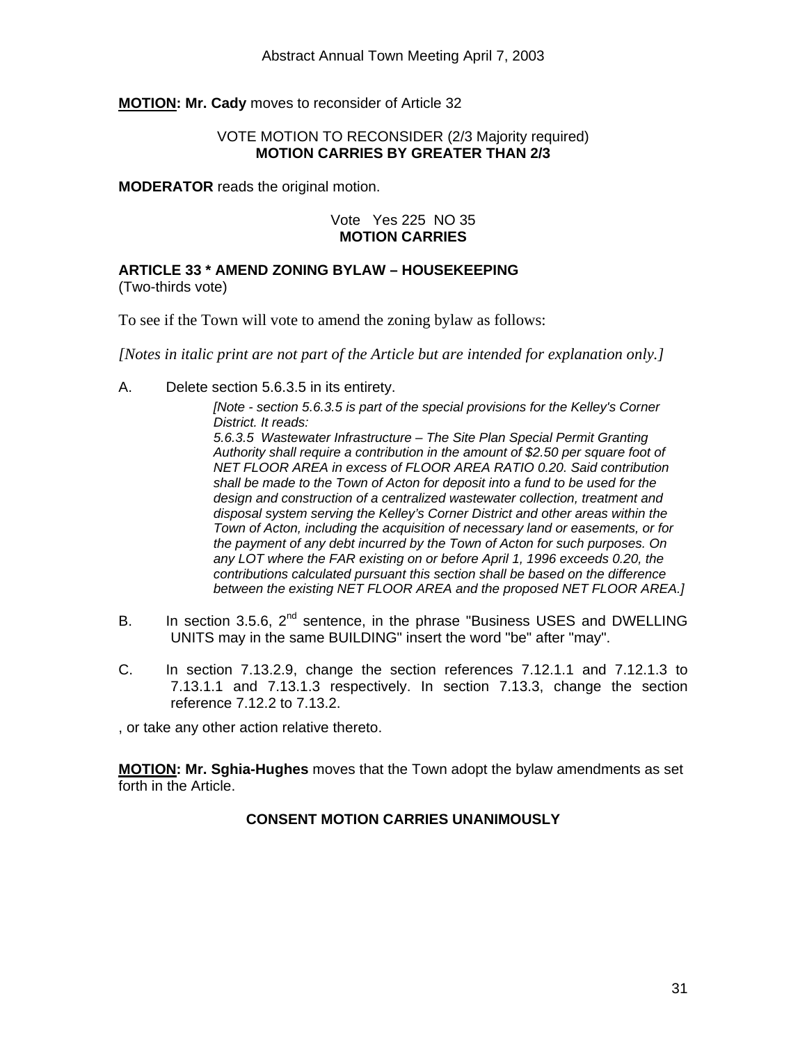**MOTION: Mr. Cady** moves to reconsider of Article 32

VOTE MOTION TO RECONSIDER (2/3 Majority required)
**MOTION CARRIES BY GREATER THAN 2/3**

**MODERATOR** reads the original motion.

Vote Yes 225 NO 35
**MOTION CARRIES**

### ARTICLE 33 * AMEND ZONING BYLAW – HOUSEKEEPING

(Two-thirds vote)

To see if the Town will vote to amend the zoning bylaw as follows:

*[Notes in italic print are not part of the Article but are intended for explanation only.]*

A. Delete section 5.6.3.5 in its entirety.

*[Note - section 5.6.3.5 is part of the special provisions for the Kelley's Corner District. It reads:*
*5.6.3.5 Wastewater Infrastructure – The Site Plan Special Permit Granting Authority shall require a contribution in the amount of $2.50 per square foot of NET FLOOR AREA in excess of FLOOR AREA RATIO 0.20. Said contribution shall be made to the Town of Acton for deposit into a fund to be used for the design and construction of a centralized wastewater collection, treatment and disposal system serving the Kelley's Corner District and other areas within the Town of Acton, including the acquisition of necessary land or easements, or for the payment of any debt incurred by the Town of Acton for such purposes. On any LOT where the FAR existing on or before April 1, 1996 exceeds 0.20, the contributions calculated pursuant this section shall be based on the difference between the existing NET FLOOR AREA and the proposed NET FLOOR AREA.]*

B. In section 3.5.6, 2nd sentence, in the phrase "Business USES and DWELLING UNITS may in the same BUILDING" insert the word "be" after "may".

C. In section 7.13.2.9, change the section references 7.12.1.1 and 7.12.1.3 to 7.13.1.1 and 7.13.1.3 respectively. In section 7.13.3, change the section reference 7.12.2 to 7.13.2.

, or take any other action relative thereto.

**MOTION: Mr. Sghia-Hughes** moves that the Town adopt the bylaw amendments as set forth in the Article.

**CONSENT MOTION CARRIES UNANIMOUSLY**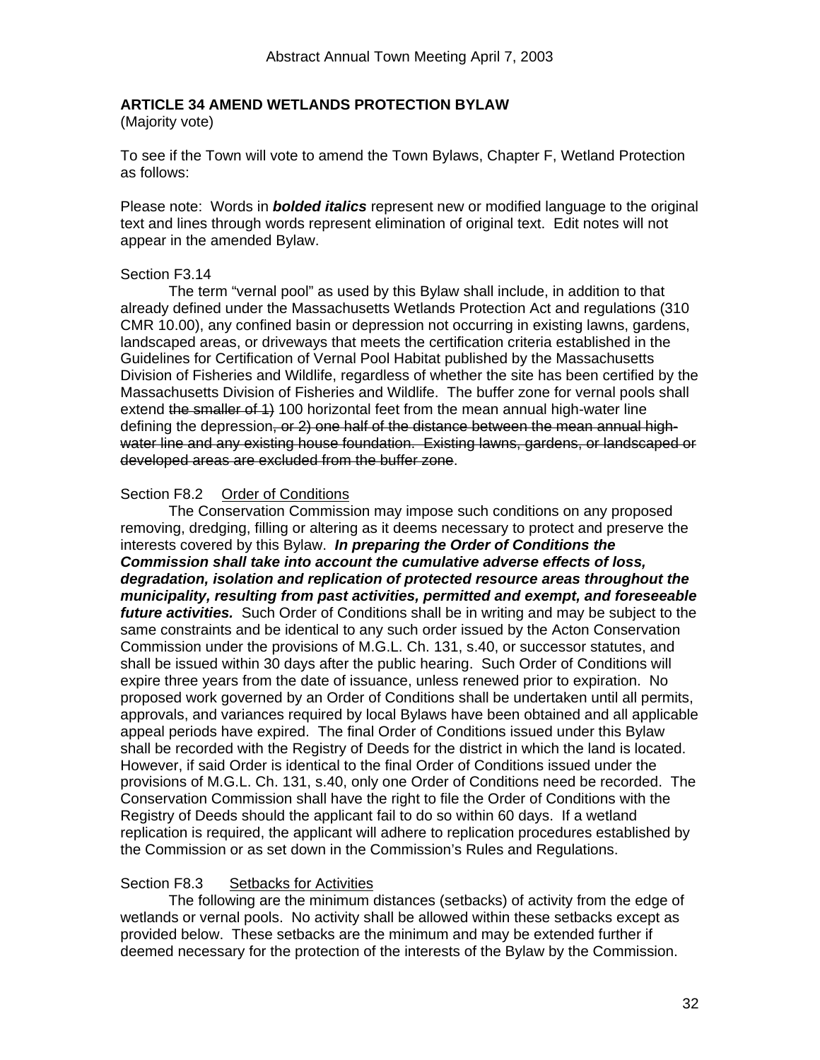## ARTICLE 34 AMEND WETLANDS PROTECTION BYLAW

(Majority vote)

To see if the Town will vote to amend the Town Bylaws, Chapter F, Wetland Protection as follows:

Please note: Words in ***bolded italics*** represent new or modified language to the original text and lines through words represent elimination of original text. Edit notes will not appear in the amended Bylaw.

Section F3.14

The term "vernal pool" as used by this Bylaw shall include, in addition to that already defined under the Massachusetts Wetlands Protection Act and regulations (310 CMR 10.00), any confined basin or depression not occurring in existing lawns, gardens, landscaped areas, or driveways that meets the certification criteria established in the Guidelines for Certification of Vernal Pool Habitat published by the Massachusetts Division of Fisheries and Wildlife, regardless of whether the site has been certified by the Massachusetts Division of Fisheries and Wildlife. The buffer zone for vernal pools shall extend ~~the smaller of 1)~~ 100 horizontal feet from the mean annual high-water line defining the depression~~, or 2) one half of the distance between the mean annual high-water line and any existing house foundation. Existing lawns, gardens, or landscaped or developed areas are excluded from the buffer zone~~.

Section F8.2 Order of Conditions

The Conservation Commission may impose such conditions on any proposed removing, dredging, filling or altering as it deems necessary to protect and preserve the interests covered by this Bylaw. ***In preparing the Order of Conditions the Commission shall take into account the cumulative adverse effects of loss, degradation, isolation and replication of protected resource areas throughout the municipality, resulting from past activities, permitted and exempt, and foreseeable future activities.*** Such Order of Conditions shall be in writing and may be subject to the same constraints and be identical to any such order issued by the Acton Conservation Commission under the provisions of M.G.L. Ch. 131, s.40, or successor statutes, and shall be issued within 30 days after the public hearing. Such Order of Conditions will expire three years from the date of issuance, unless renewed prior to expiration. No proposed work governed by an Order of Conditions shall be undertaken until all permits, approvals, and variances required by local Bylaws have been obtained and all applicable appeal periods have expired. The final Order of Conditions issued under this Bylaw shall be recorded with the Registry of Deeds for the district in which the land is located. However, if said Order is identical to the final Order of Conditions issued under the provisions of M.G.L. Ch. 131, s.40, only one Order of Conditions need be recorded. The Conservation Commission shall have the right to file the Order of Conditions with the Registry of Deeds should the applicant fail to do so within 60 days. If a wetland replication is required, the applicant will adhere to replication procedures established by the Commission or as set down in the Commission's Rules and Regulations.

Section F8.3 Setbacks for Activities

The following are the minimum distances (setbacks) of activity from the edge of wetlands or vernal pools. No activity shall be allowed within these setbacks except as provided below. These setbacks are the minimum and may be extended further if deemed necessary for the protection of the interests of the Bylaw by the Commission.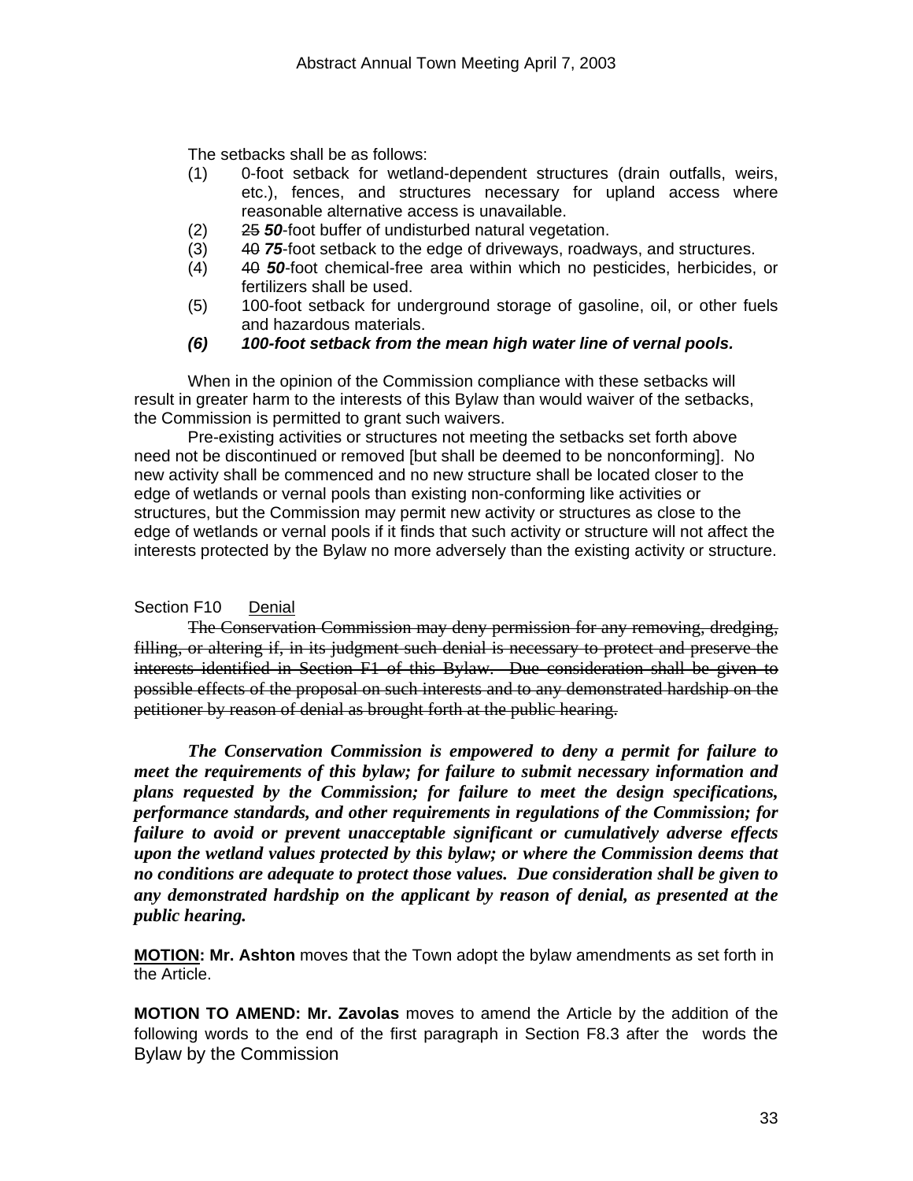The setbacks shall be as follows:

(1) 0-foot setback for wetland-dependent structures (drain outfalls, weirs, etc.), fences, and structures necessary for upland access where reasonable alternative access is unavailable.

(2) ~~25~~ ***50***-foot buffer of undisturbed natural vegetation.

(3) ~~40~~ ***75***-foot setback to the edge of driveways, roadways, and structures.

(4) ~~40~~ ***50***-foot chemical-free area within which no pesticides, herbicides, or fertilizers shall be used.

(5) 100-foot setback for underground storage of gasoline, oil, or other fuels and hazardous materials.

***(6) 100-foot setback from the mean high water line of vernal pools.***

When in the opinion of the Commission compliance with these setbacks will result in greater harm to the interests of this Bylaw than would waiver of the setbacks, the Commission is permitted to grant such waivers.

Pre-existing activities or structures not meeting the setbacks set forth above need not be discontinued or removed [but shall be deemed to be nonconforming]. No new activity shall be commenced and no new structure shall be located closer to the edge of wetlands or vernal pools than existing non-conforming like activities or structures, but the Commission may permit new activity or structures as close to the edge of wetlands or vernal pools if it finds that such activity or structure will not affect the interests protected by the Bylaw no more adversely than the existing activity or structure.

Section F10 Denial

~~The Conservation Commission may deny permission for any removing, dredging, filling, or altering if, in its judgment such denial is necessary to protect and preserve the interests identified in Section F1 of this Bylaw. Due consideration shall be given to possible effects of the proposal on such interests and to any demonstrated hardship on the petitioner by reason of denial as brought forth at the public hearing.~~

***The Conservation Commission is empowered to deny a permit for failure to meet the requirements of this bylaw; for failure to submit necessary information and plans requested by the Commission; for failure to meet the design specifications, performance standards, and other requirements in regulations of the Commission; for failure to avoid or prevent unacceptable significant or cumulatively adverse effects upon the wetland values protected by this bylaw; or where the Commission deems that no conditions are adequate to protect those values. Due consideration shall be given to any demonstrated hardship on the applicant by reason of denial, as presented at the public hearing.***

**MOTION: Mr. Ashton** moves that the Town adopt the bylaw amendments as set forth in the Article.

**MOTION TO AMEND: Mr. Zavolas** moves to amend the Article by the addition of the following words to the end of the first paragraph in Section F8.3 after the words the Bylaw by the Commission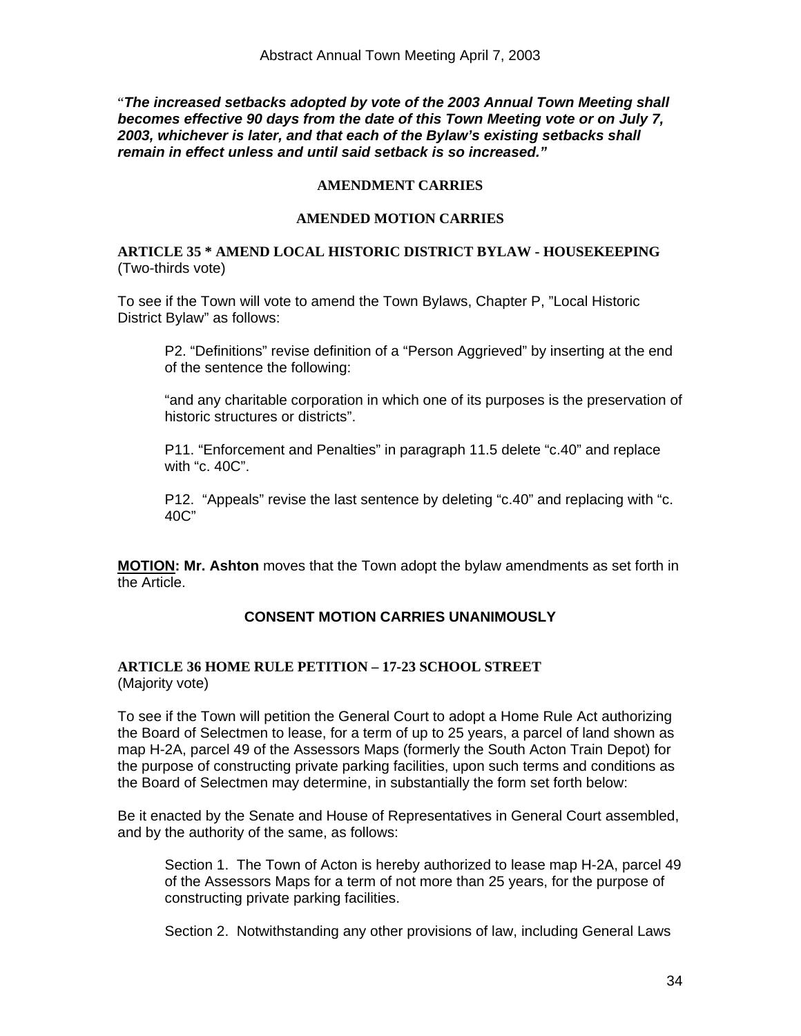"***The increased setbacks adopted by vote of the 2003 Annual Town Meeting shall becomes effective 90 days from the date of this Town Meeting vote or on July 7, 2003, whichever is later, and that each of the Bylaw's existing setbacks shall remain in effect unless and until said setback is so increased."***

**AMENDMENT CARRIES**

**AMENDED MOTION CARRIES**

**ARTICLE 35 * AMEND LOCAL HISTORIC DISTRICT BYLAW - HOUSEKEEPING**
(Two-thirds vote)

To see if the Town will vote to amend the Town Bylaws, Chapter P, "Local Historic District Bylaw" as follows:

> P2. "Definitions" revise definition of a "Person Aggrieved" by inserting at the end of the sentence the following:
>
> "and any charitable corporation in which one of its purposes is the preservation of historic structures or districts".
>
> P11. "Enforcement and Penalties" in paragraph 11.5 delete "c.40" and replace with "c. 40C".
>
> P12. "Appeals" revise the last sentence by deleting "c.40" and replacing with "c. 40C"

**MOTION: Mr. Ashton** moves that the Town adopt the bylaw amendments as set forth in the Article.

**CONSENT MOTION CARRIES UNANIMOUSLY**

**ARTICLE 36 HOME RULE PETITION – 17-23 SCHOOL STREET**
(Majority vote)

To see if the Town will petition the General Court to adopt a Home Rule Act authorizing the Board of Selectmen to lease, for a term of up to 25 years, a parcel of land shown as map H-2A, parcel 49 of the Assessors Maps (formerly the South Acton Train Depot) for the purpose of constructing private parking facilities, upon such terms and conditions as the Board of Selectmen may determine, in substantially the form set forth below:

Be it enacted by the Senate and House of Representatives in General Court assembled, and by the authority of the same, as follows:

> Section 1. The Town of Acton is hereby authorized to lease map H-2A, parcel 49 of the Assessors Maps for a term of not more than 25 years, for the purpose of constructing private parking facilities.
>
> Section 2. Notwithstanding any other provisions of law, including General Laws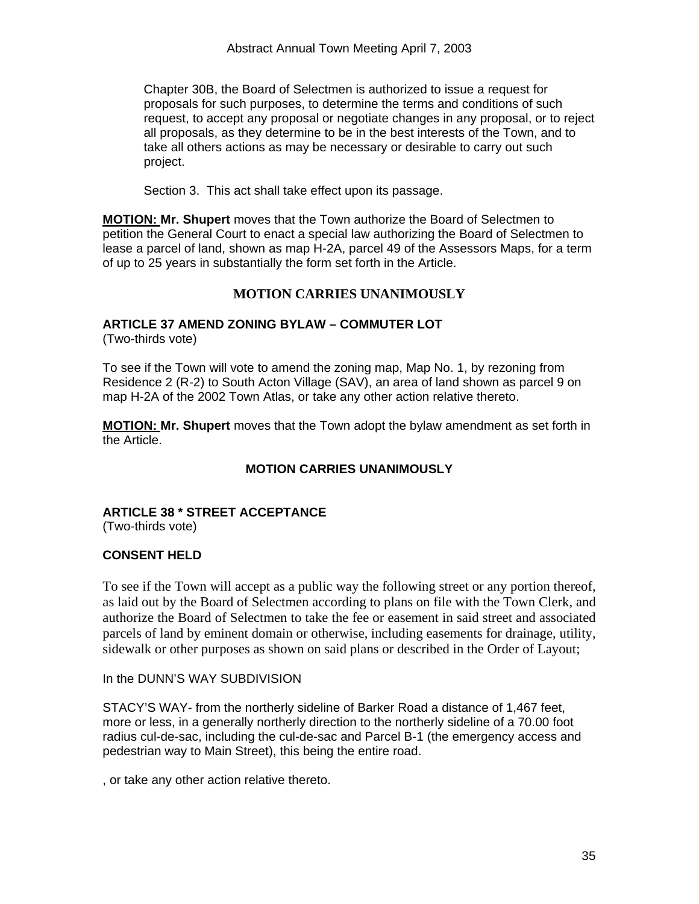Chapter 30B, the Board of Selectmen is authorized to issue a request for proposals for such purposes, to determine the terms and conditions of such request, to accept any proposal or negotiate changes in any proposal, or to reject all proposals, as they determine to be in the best interests of the Town, and to take all others actions as may be necessary or desirable to carry out such project.

Section 3. This act shall take effect upon its passage.

**MOTION: Mr. Shupert** moves that the Town authorize the Board of Selectmen to petition the General Court to enact a special law authorizing the Board of Selectmen to lease a parcel of land, shown as map H-2A, parcel 49 of the Assessors Maps, for a term of up to 25 years in substantially the form set forth in the Article.

**MOTION CARRIES UNANIMOUSLY**

### ARTICLE 37 AMEND ZONING BYLAW – COMMUTER LOT

(Two-thirds vote)

To see if the Town will vote to amend the zoning map, Map No. 1, by rezoning from Residence 2 (R-2) to South Acton Village (SAV), an area of land shown as parcel 9 on map H-2A of the 2002 Town Atlas, or take any other action relative thereto.

**MOTION: Mr. Shupert** moves that the Town adopt the bylaw amendment as set forth in the Article.

**MOTION CARRIES UNANIMOUSLY**

### ARTICLE 38 * STREET ACCEPTANCE

(Two-thirds vote)

**CONSENT HELD**

To see if the Town will accept as a public way the following street or any portion thereof, as laid out by the Board of Selectmen according to plans on file with the Town Clerk, and authorize the Board of Selectmen to take the fee or easement in said street and associated parcels of land by eminent domain or otherwise, including easements for drainage, utility, sidewalk or other purposes as shown on said plans or described in the Order of Layout;

In the DUNN'S WAY SUBDIVISION

STACY'S WAY- from the northerly sideline of Barker Road a distance of 1,467 feet, more or less, in a generally northerly direction to the northerly sideline of a 70.00 foot radius cul-de-sac, including the cul-de-sac and Parcel B-1 (the emergency access and pedestrian way to Main Street), this being the entire road.

, or take any other action relative thereto.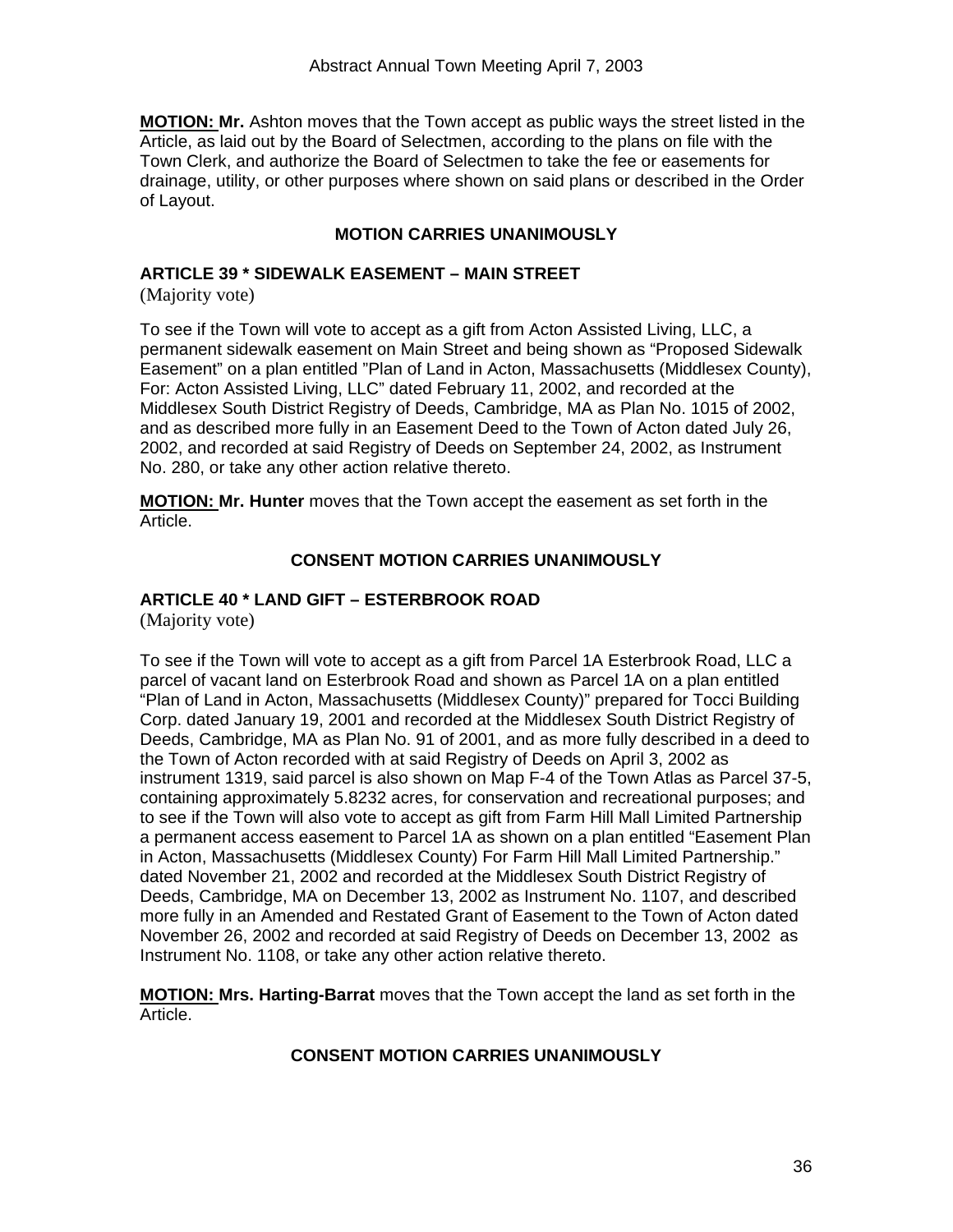**MOTION: Mr.** Ashton moves that the Town accept as public ways the street listed in the Article, as laid out by the Board of Selectmen, according to the plans on file with the Town Clerk, and authorize the Board of Selectmen to take the fee or easements for drainage, utility, or other purposes where shown on said plans or described in the Order of Layout.

**MOTION CARRIES UNANIMOUSLY**

### ARTICLE 39 * SIDEWALK EASEMENT – MAIN STREET

(Majority vote)

To see if the Town will vote to accept as a gift from Acton Assisted Living, LLC, a permanent sidewalk easement on Main Street and being shown as "Proposed Sidewalk Easement" on a plan entitled "Plan of Land in Acton, Massachusetts (Middlesex County), For: Acton Assisted Living, LLC" dated February 11, 2002, and recorded at the Middlesex South District Registry of Deeds, Cambridge, MA as Plan No. 1015 of 2002, and as described more fully in an Easement Deed to the Town of Acton dated July 26, 2002, and recorded at said Registry of Deeds on September 24, 2002, as Instrument No. 280, or take any other action relative thereto.

**MOTION: Mr. Hunter** moves that the Town accept the easement as set forth in the Article.

**CONSENT MOTION CARRIES UNANIMOUSLY**

### ARTICLE 40 * LAND GIFT – ESTERBROOK ROAD

(Majority vote)

To see if the Town will vote to accept as a gift from Parcel 1A Esterbrook Road, LLC a parcel of vacant land on Esterbrook Road and shown as Parcel 1A on a plan entitled "Plan of Land in Acton, Massachusetts (Middlesex County)" prepared for Tocci Building Corp. dated January 19, 2001 and recorded at the Middlesex South District Registry of Deeds, Cambridge, MA as Plan No. 91 of 2001, and as more fully described in a deed to the Town of Acton recorded with at said Registry of Deeds on April 3, 2002 as instrument 1319, said parcel is also shown on Map F-4 of the Town Atlas as Parcel 37-5, containing approximately 5.8232 acres, for conservation and recreational purposes; and to see if the Town will also vote to accept as gift from Farm Hill Mall Limited Partnership a permanent access easement to Parcel 1A as shown on a plan entitled "Easement Plan in Acton, Massachusetts (Middlesex County) For Farm Hill Mall Limited Partnership." dated November 21, 2002 and recorded at the Middlesex South District Registry of Deeds, Cambridge, MA on December 13, 2002 as Instrument No. 1107, and described more fully in an Amended and Restated Grant of Easement to the Town of Acton dated November 26, 2002 and recorded at said Registry of Deeds on December 13, 2002 as Instrument No. 1108, or take any other action relative thereto.

**MOTION: Mrs. Harting-Barrat** moves that the Town accept the land as set forth in the Article.

**CONSENT MOTION CARRIES UNANIMOUSLY**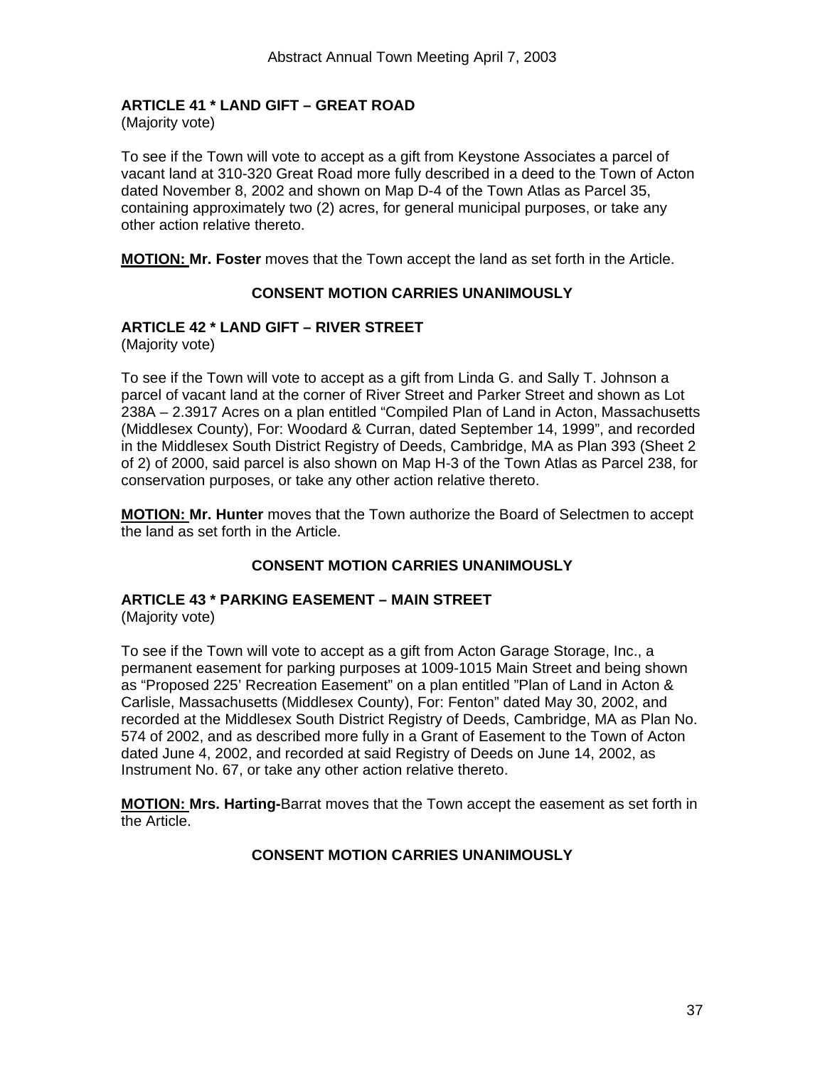**ARTICLE 41 * LAND GIFT – GREAT ROAD**
(Majority vote)

To see if the Town will vote to accept as a gift from Keystone Associates a parcel of vacant land at 310-320 Great Road more fully described in a deed to the Town of Acton dated November 8, 2002 and shown on Map D-4 of the Town Atlas as Parcel 35, containing approximately two (2) acres, for general municipal purposes, or take any other action relative thereto.

**MOTION: Mr. Foster** moves that the Town accept the land as set forth in the Article.

**CONSENT MOTION CARRIES UNANIMOUSLY**

**ARTICLE 42 * LAND GIFT – RIVER STREET**
(Majority vote)

To see if the Town will vote to accept as a gift from Linda G. and Sally T. Johnson a parcel of vacant land at the corner of River Street and Parker Street and shown as Lot 238A – 2.3917 Acres on a plan entitled "Compiled Plan of Land in Acton, Massachusetts (Middlesex County), For: Woodard & Curran, dated September 14, 1999", and recorded in the Middlesex South District Registry of Deeds, Cambridge, MA as Plan 393 (Sheet 2 of 2) of 2000, said parcel is also shown on Map H-3 of the Town Atlas as Parcel 238, for conservation purposes, or take any other action relative thereto.

**MOTION: Mr. Hunter** moves that the Town authorize the Board of Selectmen to accept the land as set forth in the Article.

**CONSENT MOTION CARRIES UNANIMOUSLY**

**ARTICLE 43 * PARKING EASEMENT – MAIN STREET**
(Majority vote)

To see if the Town will vote to accept as a gift from Acton Garage Storage, Inc., a permanent easement for parking purposes at 1009-1015 Main Street and being shown as "Proposed 225' Recreation Easement" on a plan entitled "Plan of Land in Acton & Carlisle, Massachusetts (Middlesex County), For: Fenton" dated May 30, 2002, and recorded at the Middlesex South District Registry of Deeds, Cambridge, MA as Plan No. 574 of 2002, and as described more fully in a Grant of Easement to the Town of Acton dated June 4, 2002, and recorded at said Registry of Deeds on June 14, 2002, as Instrument No. 67, or take any other action relative thereto.

**MOTION: Mrs. Harting-**Barrat moves that the Town accept the easement as set forth in the Article.

**CONSENT MOTION CARRIES UNANIMOUSLY**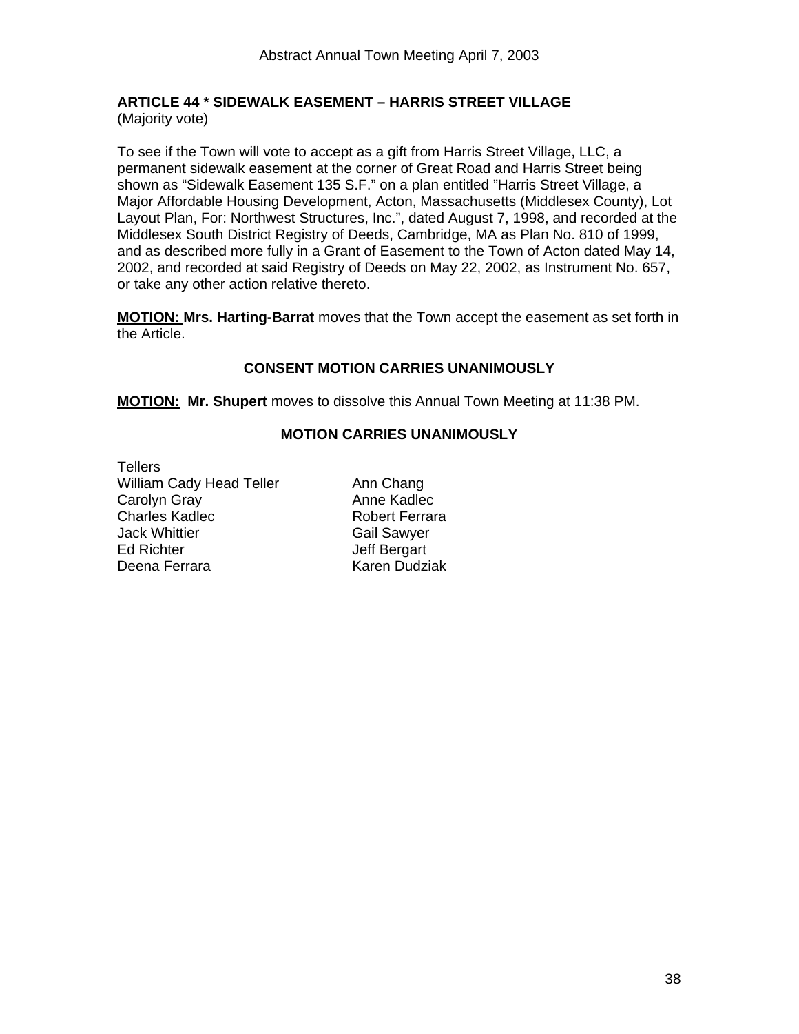## ARTICLE 44 * SIDEWALK EASEMENT – HARRIS STREET VILLAGE

(Majority vote)

To see if the Town will vote to accept as a gift from Harris Street Village, LLC, a permanent sidewalk easement at the corner of Great Road and Harris Street being shown as "Sidewalk Easement 135 S.F." on a plan entitled "Harris Street Village, a Major Affordable Housing Development, Acton, Massachusetts (Middlesex County), Lot Layout Plan, For: Northwest Structures, Inc.", dated August 7, 1998, and recorded at the Middlesex South District Registry of Deeds, Cambridge, MA as Plan No. 810 of 1999, and as described more fully in a Grant of Easement to the Town of Acton dated May 14, 2002, and recorded at said Registry of Deeds on May 22, 2002, as Instrument No. 657, or take any other action relative thereto.

**MOTION: Mrs. Harting-Barrat** moves that the Town accept the easement as set forth in the Article.

**CONSENT MOTION CARRIES UNANIMOUSLY**

**MOTION: Mr. Shupert** moves to dissolve this Annual Town Meeting at 11:38 PM.

**MOTION CARRIES UNANIMOUSLY**

Tellers

| | |
|---|---|
| William Cady Head Teller | Ann Chang |
| Carolyn Gray | Anne Kadlec |
| Charles Kadlec | Robert Ferrara |
| Jack Whittier | Gail Sawyer |
| Ed Richter | Jeff Bergart |
| Deena Ferrara | Karen Dudziak |